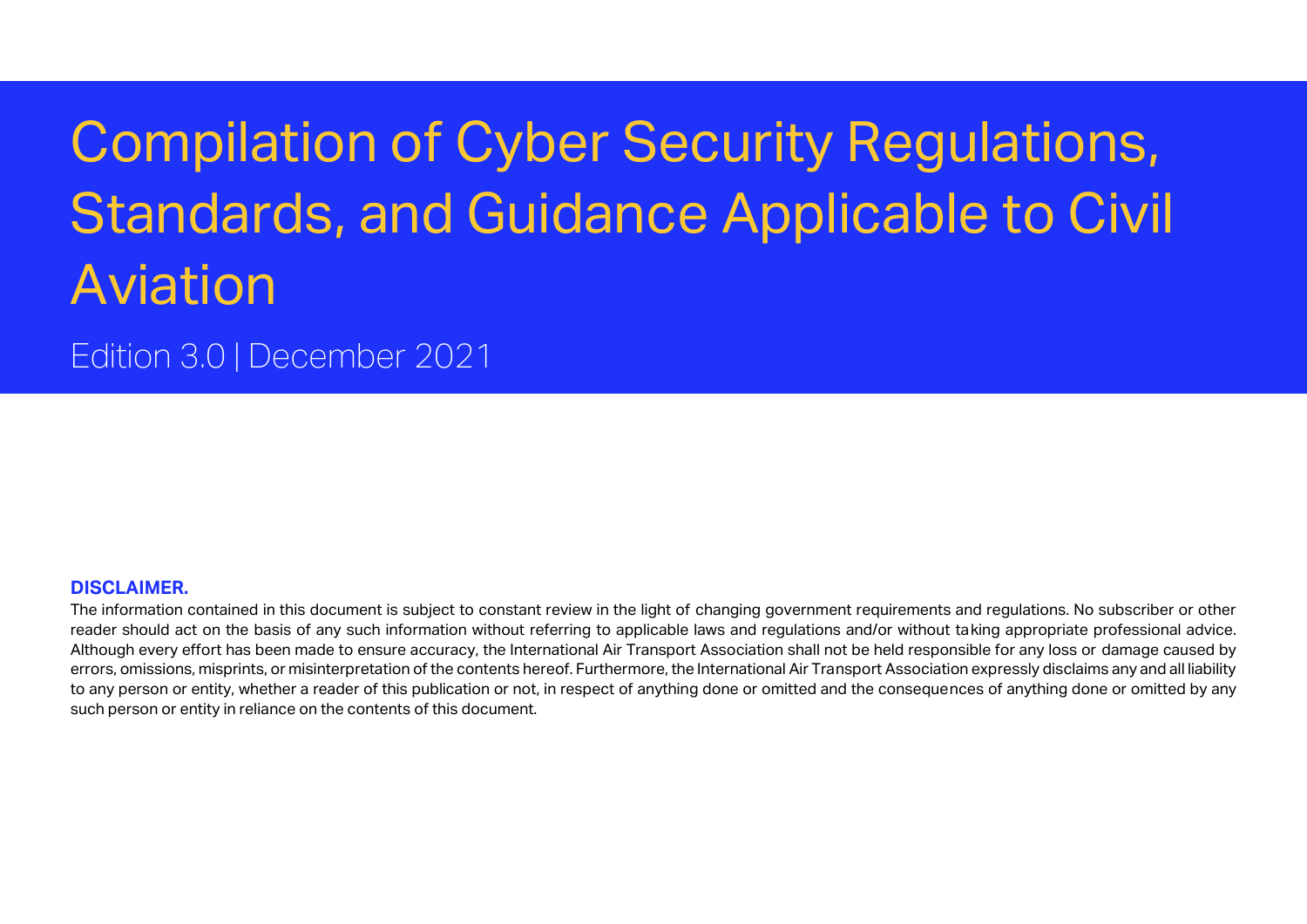# Compilation of Cyber Security Regulations, Standards, and Guidance Applicable to Civil Aviation

Edition 3.0 | December 2021

**DISCLAIMER.**

The information contained in this document is subject to constant review in the light of changing government requirements and regulations. No subscriber or other reader should act on the basis of any such information without referring to applicable laws and regulations and/or without taking appropriate professional advice. Although every effort has been made to ensure accuracy, the International Air Transport Association shall not be held responsible for any loss or damage caused by errors, omissions, misprints, or misinterpretation of the contents hereof. Furthermore, the International Air Transport Association expressly disclaims any and all liability to any person or entity, whether a reader of this publication or not, in respect of anything done or omitted and the consequences of anything done or omitted by any such person or entity in reliance on the contents of this document.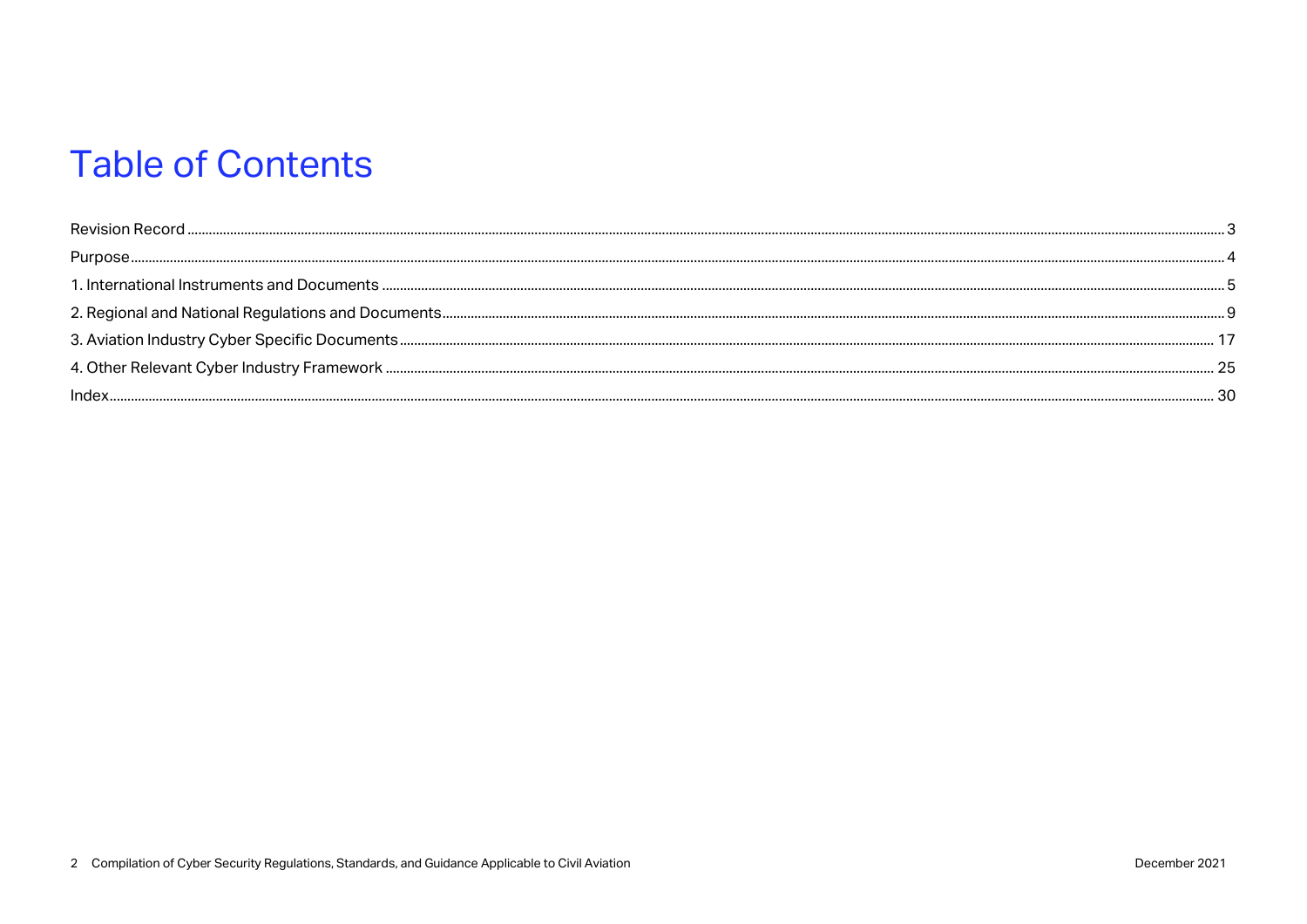# Table of Contents

Revision Record ..... 3
Purpose ..... 4
1. International Instruments and Documents ..... 5
2. Regional and National Regulations and Documents ..... 9
3. Aviation Industry Cyber Specific Documents ..... 17
4. Other Relevant Cyber Industry Framework ..... 25
Index ..... 30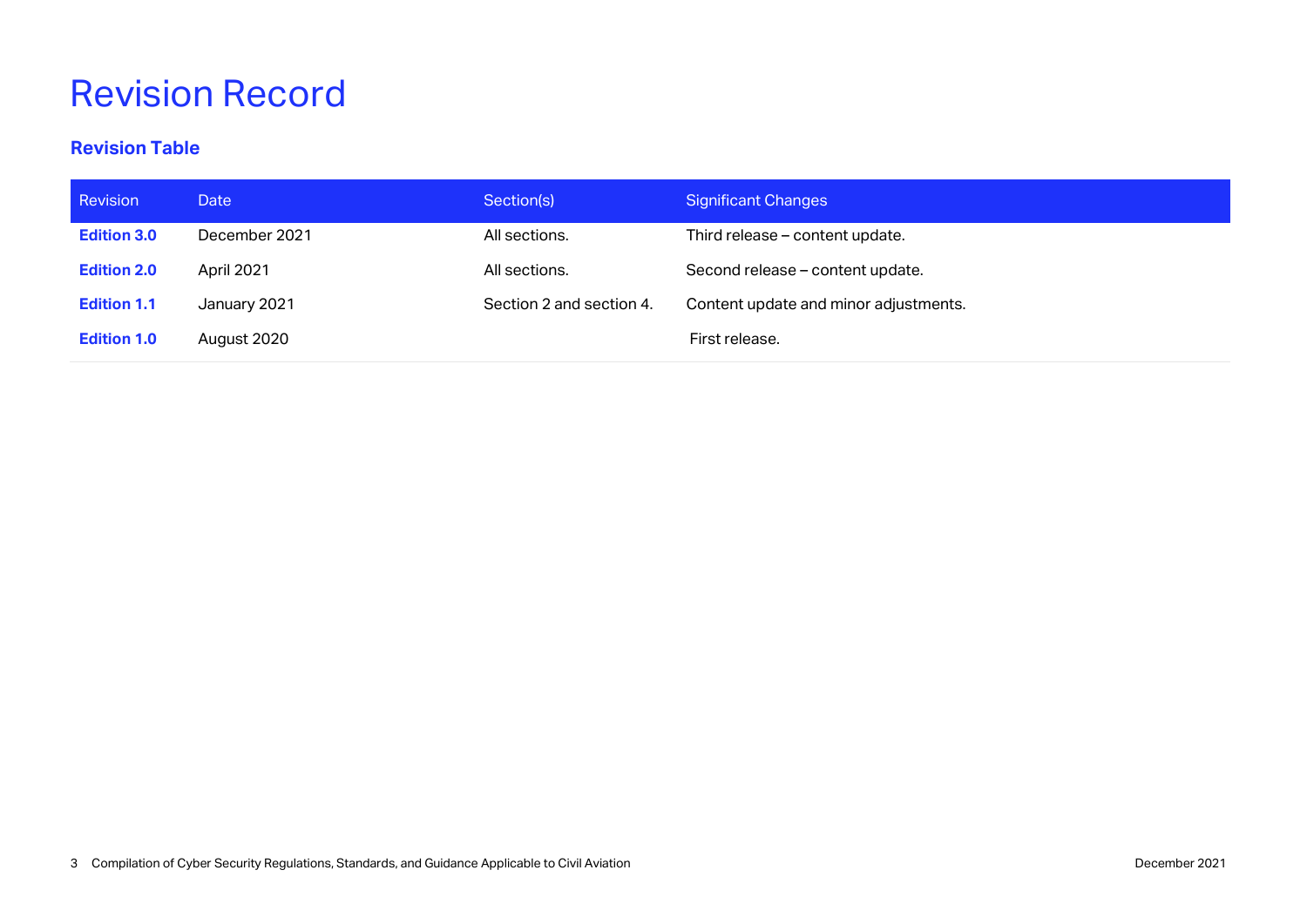# Revision Record

## Revision Table

| Revision | Date | Section(s) | Significant Changes |
|---|---|---|---|
| **Edition 3.0** | December 2021 | All sections. | Third release – content update. |
| **Edition 2.0** | April 2021 | All sections. | Second release – content update. |
| **Edition 1.1** | January 2021 | Section 2 and section 4. | Content update and minor adjustments. |
| **Edition 1.0** | August 2020 | | First release. |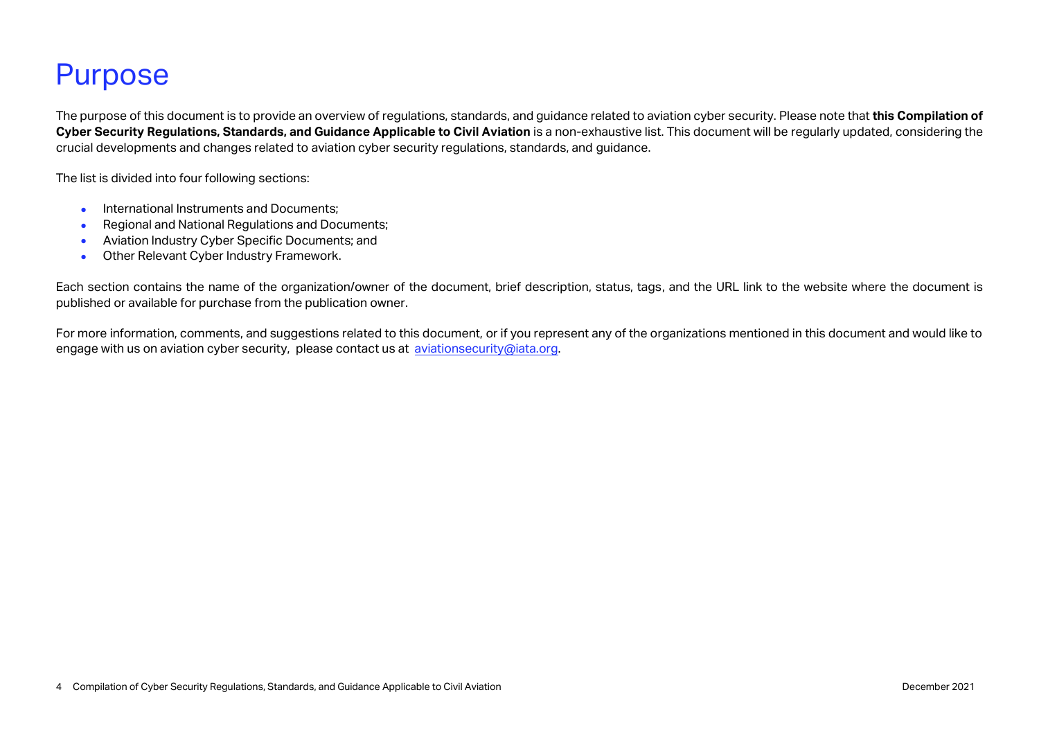# Purpose

The purpose of this document is to provide an overview of regulations, standards, and guidance related to aviation cyber security. Please note that **this Compilation of Cyber Security Regulations, Standards, and Guidance Applicable to Civil Aviation** is a non-exhaustive list. This document will be regularly updated, considering the crucial developments and changes related to aviation cyber security regulations, standards, and guidance.

The list is divided into four following sections:

- International Instruments and Documents;
- Regional and National Regulations and Documents;
- Aviation Industry Cyber Specific Documents; and
- Other Relevant Cyber Industry Framework.

Each section contains the name of the organization/owner of the document, brief description, status, tags, and the URL link to the website where the document is published or available for purchase from the publication owner.

For more information, comments, and suggestions related to this document, or if you represent any of the organizations mentioned in this document and would like to engage with us on aviation cyber security, please contact us at aviationsecurity@iata.org.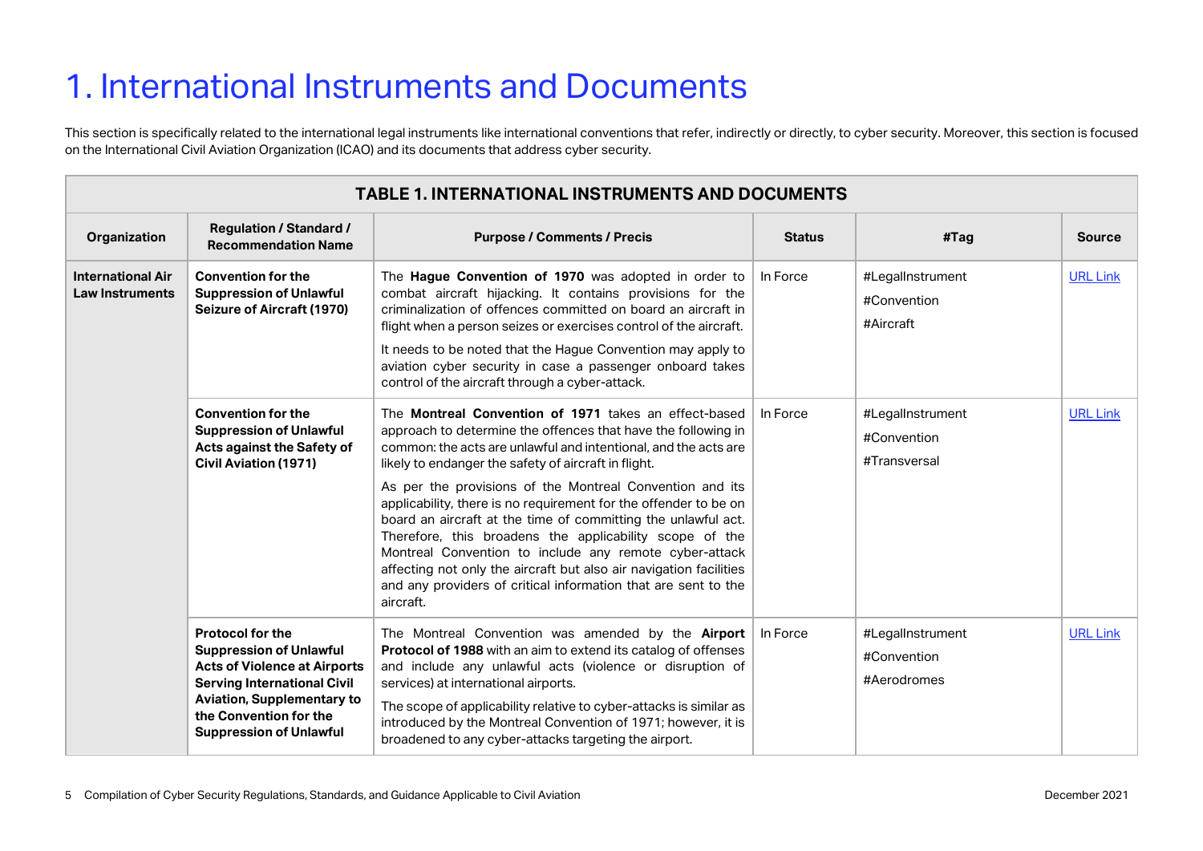# 1. International Instruments and Documents

This section is specifically related to the international legal instruments like international conventions that refer, indirectly or directly, to cyber security. Moreover, this section is focused on the International Civil Aviation Organization (ICAO) and its documents that address cyber security.

| TABLE 1. INTERNATIONAL INSTRUMENTS AND DOCUMENTS | | | | | |
|---|---|---|---|---|---|
| **Organization** | **Regulation / Standard / Recommendation Name** | **Purpose / Comments / Precis** | **Status** | **#Tag** | **Source** |
| **International Air Law Instruments** | **Convention for the Suppression of Unlawful Seizure of Aircraft (1970)** | The **Hague Convention of 1970** was adopted in order to combat aircraft hijacking. It contains provisions for the criminalization of offences committed on board an aircraft in flight when a person seizes or exercises control of the aircraft.<br><br>It needs to be noted that the Hague Convention may apply to aviation cyber security in case a passenger onboard takes control of the aircraft through a cyber-attack. | In Force | #LegalInstrument<br>#Convention<br>#Aircraft | URL Link |
| | **Convention for the Suppression of Unlawful Acts against the Safety of Civil Aviation (1971)** | The **Montreal Convention of 1971** takes an effect-based approach to determine the offences that have the following in common: the acts are unlawful and intentional, and the acts are likely to endanger the safety of aircraft in flight.<br><br>As per the provisions of the Montreal Convention and its applicability, there is no requirement for the offender to be on board an aircraft at the time of committing the unlawful act. Therefore, this broadens the applicability scope of the Montreal Convention to include any remote cyber-attack affecting not only the aircraft but also air navigation facilities and any providers of critical information that are sent to the aircraft. | In Force | #LegalInstrument<br>#Convention<br>#Transversal | URL Link |
| | **Protocol for the Suppression of Unlawful Acts of Violence at Airports Serving International Civil Aviation, Supplementary to the Convention for the Suppression of Unlawful** | The Montreal Convention was amended by the **Airport Protocol of 1988** with an aim to extend its catalog of offenses and include any unlawful acts (violence or disruption of services) at international airports.<br><br>The scope of applicability relative to cyber-attacks is similar as introduced by the Montreal Convention of 1971; however, it is broadened to any cyber-attacks targeting the airport. | In Force | #LegalInstrument<br>#Convention<br>#Aerodromes | URL Link |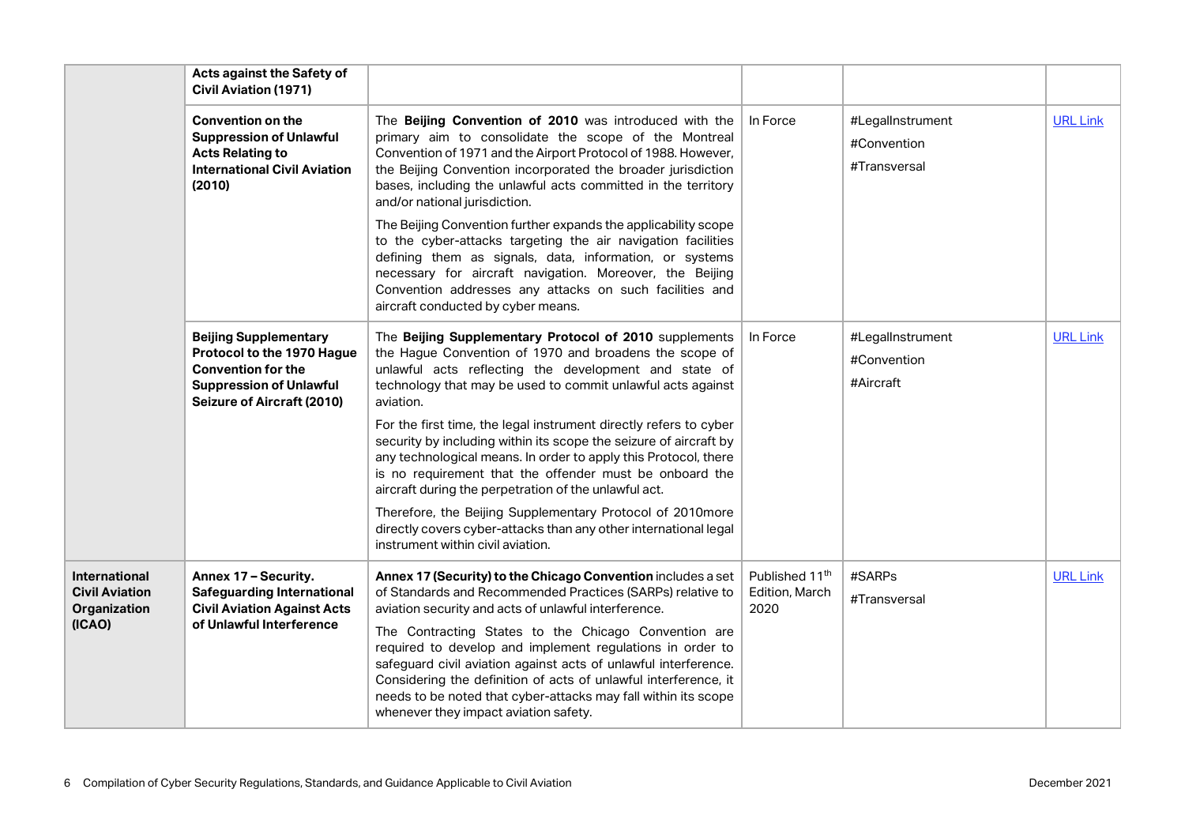| | | | | | |
|---|---|---|---|---|---|
| | **Acts against the Safety of Civil Aviation (1971)** | | | | |
| | **Convention on the Suppression of Unlawful Acts Relating to International Civil Aviation (2010)** | The **Beijing Convention of 2010** was introduced with the primary aim to consolidate the scope of the Montreal Convention of 1971 and the Airport Protocol of 1988. However, the Beijing Convention incorporated the broader jurisdiction bases, including the unlawful acts committed in the territory and/or national jurisdiction.<br><br>The Beijing Convention further expands the applicability scope to the cyber-attacks targeting the air navigation facilities defining them as signals, data, information, or systems necessary for aircraft navigation. Moreover, the Beijing Convention addresses any attacks on such facilities and aircraft conducted by cyber means. | In Force | #LegalInstrument<br>#Convention<br>#Transversal | URL Link |
| | **Beijing Supplementary Protocol to the 1970 Hague Convention for the Suppression of Unlawful Seizure of Aircraft (2010)** | The **Beijing Supplementary Protocol of 2010** supplements the Hague Convention of 1970 and broadens the scope of unlawful acts reflecting the development and state of technology that may be used to commit unlawful acts against aviation.<br><br>For the first time, the legal instrument directly refers to cyber security by including within its scope the seizure of aircraft by any technological means. In order to apply this Protocol, there is no requirement that the offender must be onboard the aircraft during the perpetration of the unlawful act.<br><br>Therefore, the Beijing Supplementary Protocol of 2010more directly covers cyber-attacks than any other international legal instrument within civil aviation. | In Force | #LegalInstrument<br>#Convention<br>#Aircraft | URL Link |
| **International Civil Aviation Organization (ICAO)** | **Annex 17 – Security. Safeguarding International Civil Aviation Against Acts of Unlawful Interference** | **Annex 17 (Security) to the Chicago Convention** includes a set of Standards and Recommended Practices (SARPs) relative to aviation security and acts of unlawful interference.<br><br>The Contracting States to the Chicago Convention are required to develop and implement regulations in order to safeguard civil aviation against acts of unlawful interference. Considering the definition of acts of unlawful interference, it needs to be noted that cyber-attacks may fall within its scope whenever they impact aviation safety. | Published 11th Edition, March 2020 | #SARPs<br>#Transversal | URL Link |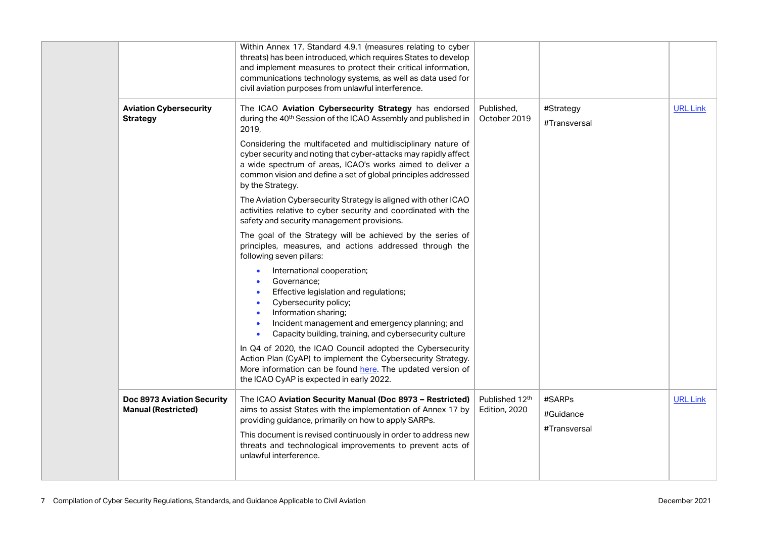| | | | | | |
|---|---|---|---|---|---|
| | | Within Annex 17, Standard 4.9.1 (measures relating to cyber threats) has been introduced, which requires States to develop and implement measures to protect their critical information, communications technology systems, as well as data used for civil aviation purposes from unlawful interference. | | | |
| | **Aviation Cybersecurity Strategy** | The ICAO **Aviation Cybersecurity Strategy** has endorsed during the 40th Session of the ICAO Assembly and published in 2019,<br><br>Considering the multifaceted and multidisciplinary nature of cyber security and noting that cyber-attacks may rapidly affect a wide spectrum of areas, ICAO's works aimed to deliver a common vision and define a set of global principles addressed by the Strategy.<br><br>The Aviation Cybersecurity Strategy is aligned with other ICAO activities relative to cyber security and coordinated with the safety and security management provisions.<br><br>The goal of the Strategy will be achieved by the series of principles, measures, and actions addressed through the following seven pillars:<br>• International cooperation;<br>• Governance;<br>• Effective legislation and regulations;<br>• Cybersecurity policy;<br>• Information sharing;<br>• Incident management and emergency planning; and<br>• Capacity building, training, and cybersecurity culture<br><br>In Q4 of 2020, the ICAO Council adopted the Cybersecurity Action Plan (CyAP) to implement the Cybersecurity Strategy. More information can be found here. The updated version of the ICAO CyAP is expected in early 2022. | Published, October 2019 | #Strategy<br>#Transversal | URL Link |
| | **Doc 8973 Aviation Security Manual (Restricted)** | The ICAO **Aviation Security Manual (Doc 8973 – Restricted)** aims to assist States with the implementation of Annex 17 by providing guidance, primarily on how to apply SARPs.<br><br>This document is revised continuously in order to address new threats and technological improvements to prevent acts of unlawful interference. | Published 12th Edition, 2020 | #SARPs<br>#Guidance<br>#Transversal | URL Link |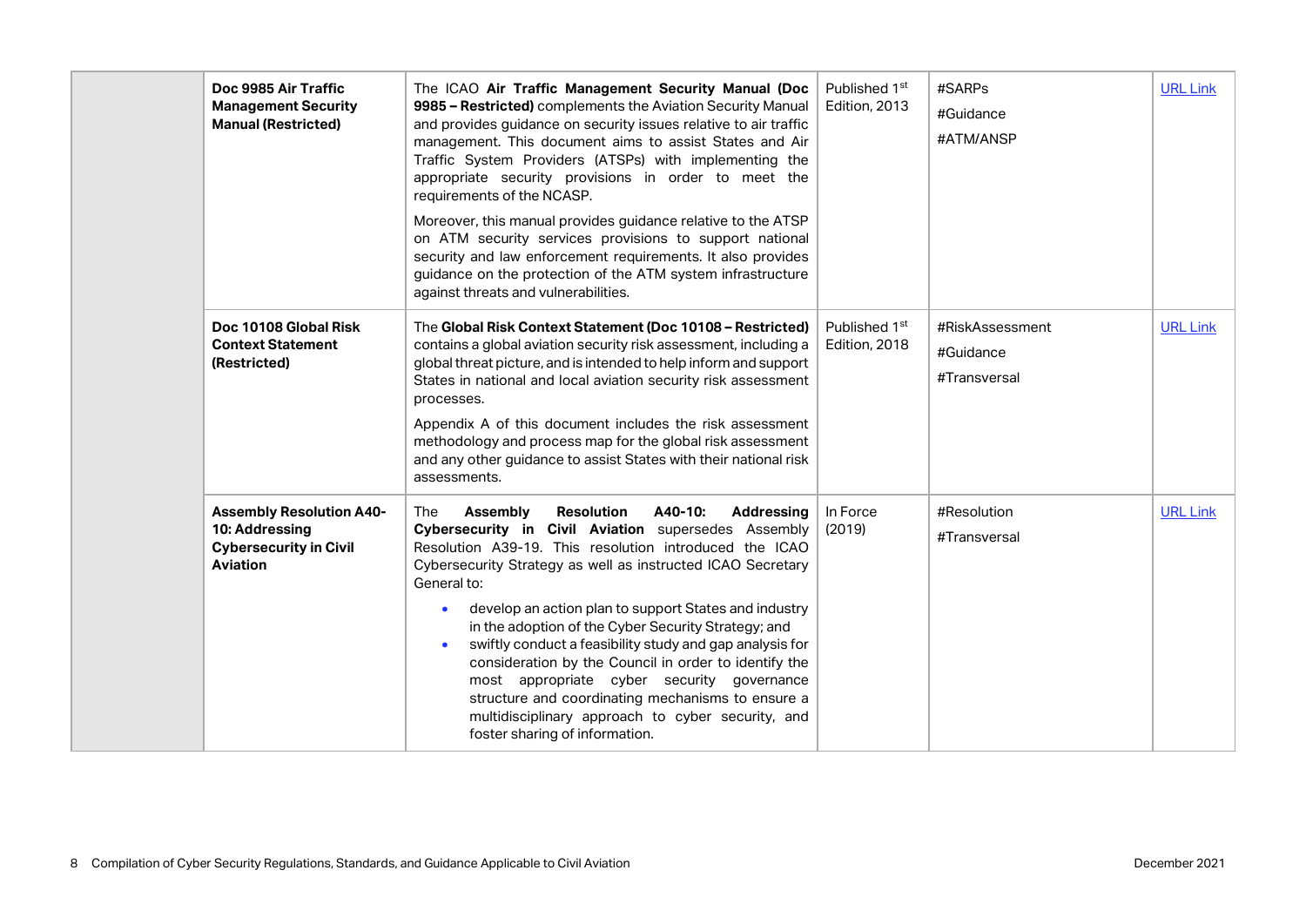| | | | | | |
|---|---|---|---|---|---|
| | **Doc 9985 Air Traffic Management Security Manual (Restricted)** | The ICAO **Air Traffic Management Security Manual (Doc 9985 – Restricted)** complements the Aviation Security Manual and provides guidance on security issues relative to air traffic management. This document aims to assist States and Air Traffic System Providers (ATSPs) with implementing the appropriate security provisions in order to meet the requirements of the NCASP.<br><br>Moreover, this manual provides guidance relative to the ATSP on ATM security services provisions to support national security and law enforcement requirements. It also provides guidance on the protection of the ATM system infrastructure against threats and vulnerabilities. | Published 1st Edition, 2013 | #SARPs<br>#Guidance<br>#ATM/ANSP | [URL Link] |
| | **Doc 10108 Global Risk Context Statement (Restricted)** | The **Global Risk Context Statement (Doc 10108 – Restricted)** contains a global aviation security risk assessment, including a global threat picture, and is intended to help inform and support States in national and local aviation security risk assessment processes.<br><br>Appendix A of this document includes the risk assessment methodology and process map for the global risk assessment and any other guidance to assist States with their national risk assessments. | Published 1st Edition, 2018 | #RiskAssessment<br>#Guidance<br>#Transversal | [URL Link] |
| | **Assembly Resolution A40-10: Addressing Cybersecurity in Civil Aviation** | The **Assembly Resolution A40-10: Addressing Cybersecurity in Civil Aviation** supersedes Assembly Resolution A39-19. This resolution introduced the ICAO Cybersecurity Strategy as well as instructed ICAO Secretary General to:<br><br>• develop an action plan to support States and industry in the adoption of the Cyber Security Strategy; and<br>• swiftly conduct a feasibility study and gap analysis for consideration by the Council in order to identify the most appropriate cyber security governance structure and coordinating mechanisms to ensure a multidisciplinary approach to cyber security, and foster sharing of information. | In Force (2019) | #Resolution<br>#Transversal | [URL Link] |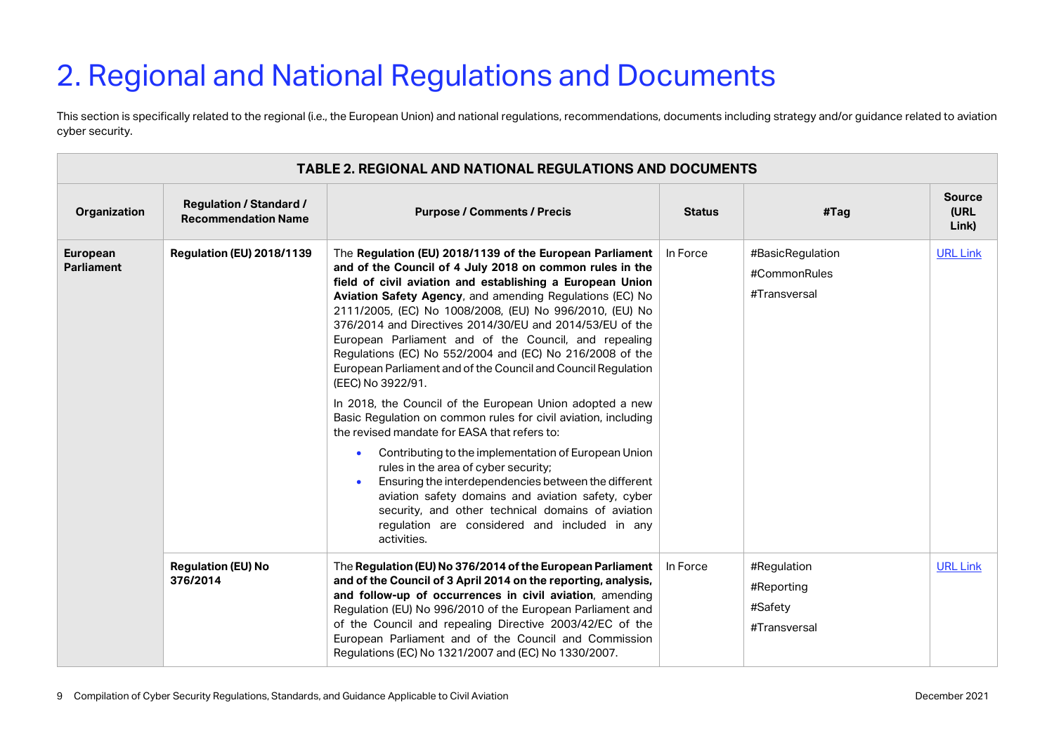# 2. Regional and National Regulations and Documents

This section is specifically related to the regional (i.e., the European Union) and national regulations, recommendations, documents including strategy and/or guidance related to aviation cyber security.

**TABLE 2. REGIONAL AND NATIONAL REGULATIONS AND DOCUMENTS**

| Organization | Regulation / Standard / Recommendation Name | Purpose / Comments / Precis | Status | #Tag | Source (URL Link) |
|---|---|---|---|---|---|
| **European Parliament** | **Regulation (EU) 2018/1139** | The **Regulation (EU) 2018/1139 of the European Parliament and of the Council of 4 July 2018 on common rules in the field of civil aviation and establishing a European Union Aviation Safety Agency**, and amending Regulations (EC) No 2111/2005, (EC) No 1008/2008, (EU) No 996/2010, (EU) No 376/2014 and Directives 2014/30/EU and 2014/53/EU of the European Parliament and of the Council, and repealing Regulations (EC) No 552/2004 and (EC) No 216/2008 of the European Parliament and of the Council and Council Regulation (EEC) No 3922/91.<br><br>In 2018, the Council of the European Union adopted a new Basic Regulation on common rules for civil aviation, including the revised mandate for EASA that refers to:<br>• Contributing to the implementation of European Union rules in the area of cyber security;<br>• Ensuring the interdependencies between the different aviation safety domains and aviation safety, cyber security, and other technical domains of aviation regulation are considered and included in any activities. | In Force | #BasicRegulation<br>#CommonRules<br>#Transversal | URL Link |
| | **Regulation (EU) No 376/2014** | The **Regulation (EU) No 376/2014 of the European Parliament and of the Council of 3 April 2014 on the reporting, analysis, and follow-up of occurrences in civil aviation**, amending Regulation (EU) No 996/2010 of the European Parliament and of the Council and repealing Directive 2003/42/EC of the European Parliament and of the Council and Commission Regulations (EC) No 1321/2007 and (EC) No 1330/2007. | In Force | #Regulation<br>#Reporting<br>#Safety<br>#Transversal | URL Link |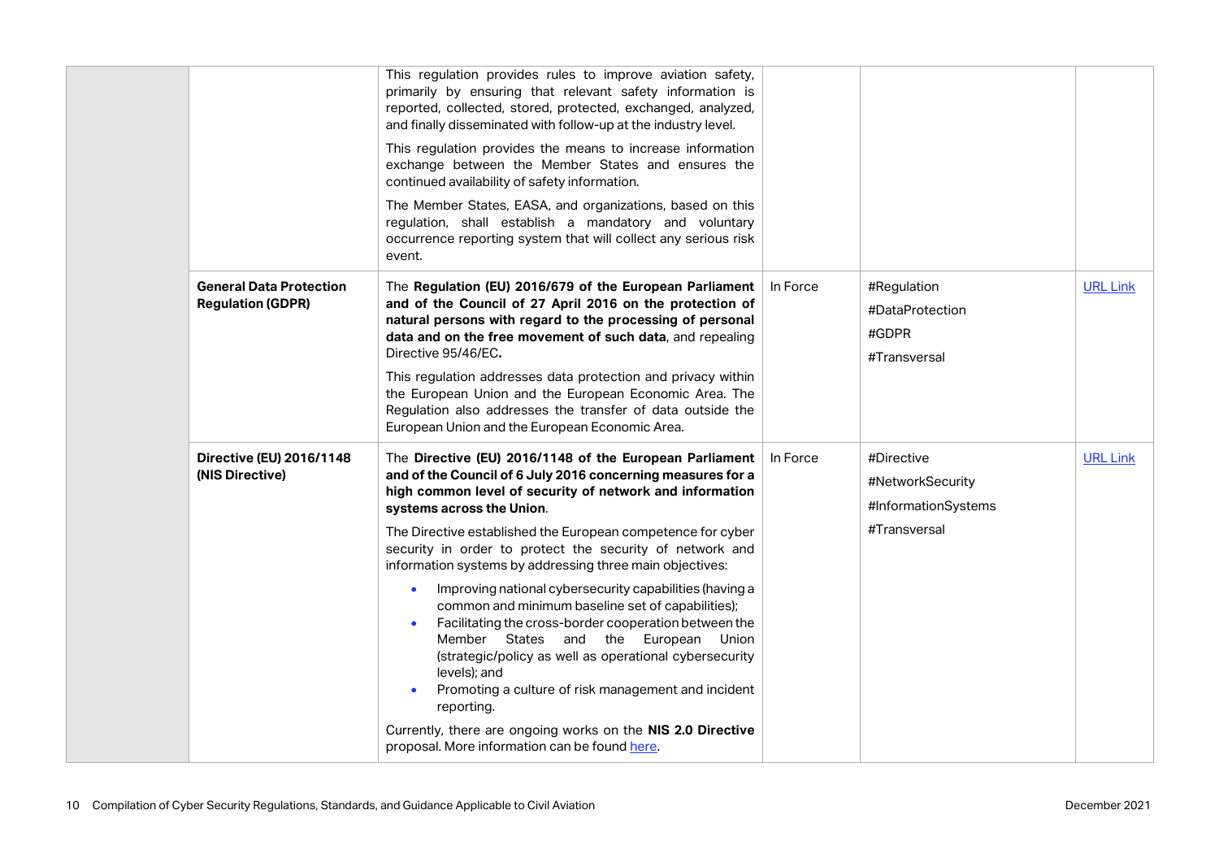| | | | | | |
|---|---|---|---|---|---|
| | | This regulation provides rules to improve aviation safety, primarily by ensuring that relevant safety information is reported, collected, stored, protected, exchanged, analyzed, and finally disseminated with follow-up at the industry level.<br><br>This regulation provides the means to increase information exchange between the Member States and ensures the continued availability of safety information.<br><br>The Member States, EASA, and organizations, based on this regulation, shall establish a mandatory and voluntary occurrence reporting system that will collect any serious risk event. | | | |
| | **General Data Protection Regulation (GDPR)** | The **Regulation (EU) 2016/679 of the European Parliament and of the Council of 27 April 2016 on the protection of natural persons with regard to the processing of personal data and on the free movement of such data**, and repealing Directive 95/46/EC**.**<br><br>This regulation addresses data protection and privacy within the European Union and the European Economic Area. The Regulation also addresses the transfer of data outside the European Union and the European Economic Area. | In Force | #Regulation<br>#DataProtection<br>#GDPR<br>#Transversal | URL Link |
| | **Directive (EU) 2016/1148 (NIS Directive)** | The **Directive (EU) 2016/1148 of the European Parliament and of the Council of 6 July 2016 concerning measures for a high common level of security of network and information systems across the Union**.<br><br>The Directive established the European competence for cyber security in order to protect the security of network and information systems by addressing three main objectives:<br>• Improving national cybersecurity capabilities (having a common and minimum baseline set of capabilities);<br>• Facilitating the cross-border cooperation between the Member States and the European Union (strategic/policy as well as operational cybersecurity levels); and<br>• Promoting a culture of risk management and incident reporting.<br><br>Currently, there are ongoing works on the **NIS 2.0 Directive** proposal. More information can be found here. | In Force | #Directive<br>#NetworkSecurity<br>#InformationSystems<br>#Transversal | URL Link |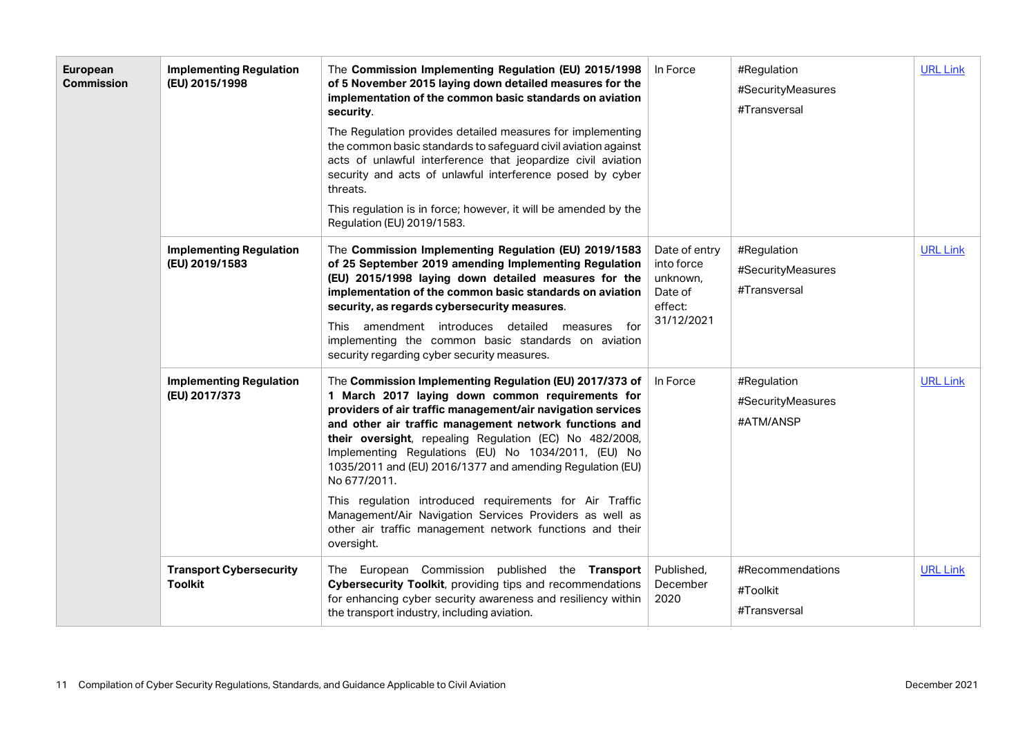| | | | | | |
|---|---|---|---|---|---|
| **European Commission** | **Implementing Regulation (EU) 2015/1998** | The **Commission Implementing Regulation (EU) 2015/1998 of 5 November 2015 laying down detailed measures for the implementation of the common basic standards on aviation security**.<br><br>The Regulation provides detailed measures for implementing the common basic standards to safeguard civil aviation against acts of unlawful interference that jeopardize civil aviation security and acts of unlawful interference posed by cyber threats.<br><br>This regulation is in force; however, it will be amended by the Regulation (EU) 2019/1583. | In Force | #Regulation<br>#SecurityMeasures<br>#Transversal | URL Link |
| | **Implementing Regulation (EU) 2019/1583** | The **Commission Implementing Regulation (EU) 2019/1583 of 25 September 2019 amending Implementing Regulation (EU) 2015/1998 laying down detailed measures for the implementation of the common basic standards on aviation security, as regards cybersecurity measures**.<br><br>This amendment introduces detailed measures for implementing the common basic standards on aviation security regarding cyber security measures. | Date of entry into force unknown, Date of effect: 31/12/2021 | #Regulation<br>#SecurityMeasures<br>#Transversal | URL Link |
| | **Implementing Regulation (EU) 2017/373** | The **Commission Implementing Regulation (EU) 2017/373 of 1 March 2017 laying down common requirements for providers of air traffic management/air navigation services and other air traffic management network functions and their oversight**, repealing Regulation (EC) No 482/2008, Implementing Regulations (EU) No 1034/2011, (EU) No 1035/2011 and (EU) 2016/1377 and amending Regulation (EU) No 677/2011.<br><br>This regulation introduced requirements for Air Traffic Management/Air Navigation Services Providers as well as other air traffic management network functions and their oversight. | In Force | #Regulation<br>#SecurityMeasures<br>#ATM/ANSP | URL Link |
| | **Transport Cybersecurity Toolkit** | The European Commission published the **Transport Cybersecurity Toolkit**, providing tips and recommendations for enhancing cyber security awareness and resiliency within the transport industry, including aviation. | Published, December 2020 | #Recommendations<br>#Toolkit<br>#Transversal | URL Link |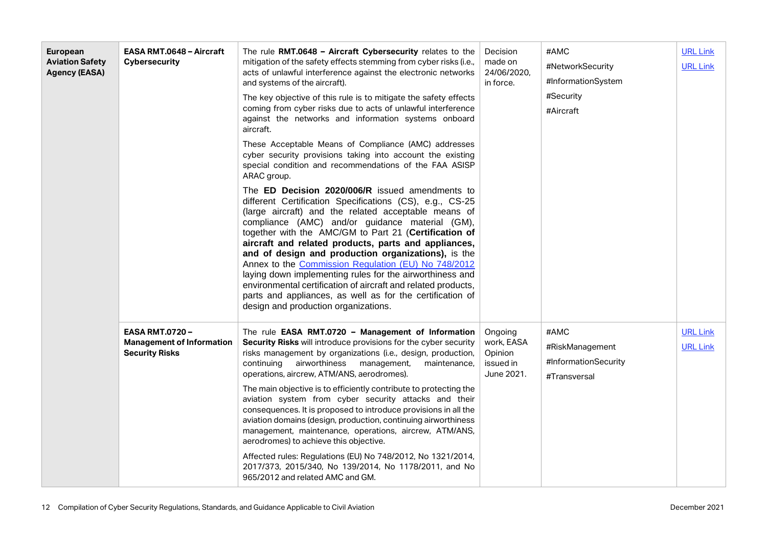| | | | | | |
|---|---|---|---|---|---|
| **European Aviation Safety Agency (EASA)** | **EASA RMT.0648 – Aircraft Cybersecurity** | The rule **RMT.0648 – Aircraft Cybersecurity** relates to the mitigation of the safety effects stemming from cyber risks (i.e., acts of unlawful interference against the electronic networks and systems of the aircraft).<br><br>The key objective of this rule is to mitigate the safety effects coming from cyber risks due to acts of unlawful interference against the networks and information systems onboard aircraft.<br><br>These Acceptable Means of Compliance (AMC) addresses cyber security provisions taking into account the existing special condition and recommendations of the FAA ASISP ARAC group.<br><br>The **ED Decision 2020/006/R** issued amendments to different Certification Specifications (CS), e.g., CS-25 (large aircraft) and the related acceptable means of compliance (AMC) and/or guidance material (GM), together with the AMC/GM to Part 21 (**Certification of aircraft and related products, parts and appliances, and of design and production organizations),** is the Annex to the Commission Regulation (EU) No 748/2012 laying down implementing rules for the airworthiness and environmental certification of aircraft and related products, parts and appliances, as well as for the certification of design and production organizations. | Decision made on 24/06/2020, in force. | #AMC<br>#NetworkSecurity<br>#InformationSystem<br>#Security<br>#Aircraft | URL Link<br>URL Link |
| | **EASA RMT.0720 – Management of Information Security Risks** | The rule **EASA RMT.0720 – Management of Information Security Risks** will introduce provisions for the cyber security risks management by organizations (i.e., design, production, continuing airworthiness management, maintenance, operations, aircrew, ATM/ANS, aerodromes).<br><br>The main objective is to efficiently contribute to protecting the aviation system from cyber security attacks and their consequences. It is proposed to introduce provisions in all the aviation domains (design, production, continuing airworthiness management, maintenance, operations, aircrew, ATM/ANS, aerodromes) to achieve this objective.<br><br>Affected rules: Regulations (EU) No 748/2012, No 1321/2014, 2017/373, 2015/340, No 139/2014, No 1178/2011, and No 965/2012 and related AMC and GM. | Ongoing work, EASA Opinion issued in June 2021. | #AMC<br>#RiskManagement<br>#InformationSecurity<br>#Transversal | URL Link<br>URL Link |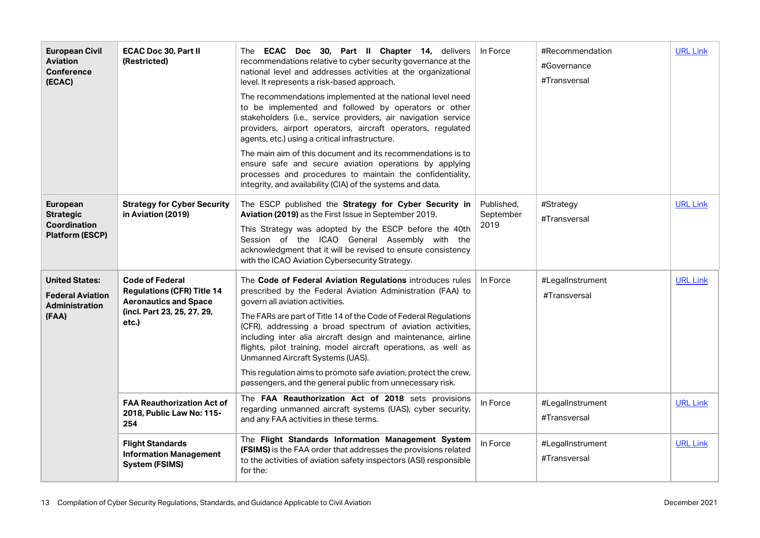| | | | | | |
|---|---|---|---|---|---|
| **European Civil Aviation Conference (ECAC)** | **ECAC Doc 30, Part II (Restricted)** | The **ECAC Doc 30, Part II Chapter 14,** delivers recommendations relative to cyber security governance at the national level and addresses activities at the organizational level. It represents a risk-based approach.<br><br>The recommendations implemented at the national level need to be implemented and followed by operators or other stakeholders (i.e., service providers, air navigation service providers, airport operators, aircraft operators, regulated agents, etc.) using a critical infrastructure.<br><br>The main aim of this document and its recommendations is to ensure safe and secure aviation operations by applying processes and procedures to maintain the confidentiality, integrity, and availability (CIA) of the systems and data. | In Force | #Recommendation<br>#Governance<br>#Transversal | URL Link |
| **European Strategic Coordination Platform (ESCP)** | **Strategy for Cyber Security in Aviation (2019)** | The ESCP published the **Strategy for Cyber Security in Aviation (2019)** as the First Issue in September 2019.<br><br>This Strategy was adopted by the ESCP before the 40th Session of the ICAO General Assembly with the acknowledgment that it will be revised to ensure consistency with the ICAO Aviation Cybersecurity Strategy. | Published, September 2019 | #Strategy<br>#Transversal | URL Link |
| **United States: Federal Aviation Administration (FAA)** | **Code of Federal Regulations (CFR) Title 14 Aeronautics and Space (incl. Part 23, 25, 27, 29, etc.)** | The **Code of Federal Aviation Regulations** introduces rules prescribed by the Federal Aviation Administration (FAA) to govern all aviation activities.<br><br>The FARs are part of Title 14 of the Code of Federal Regulations (CFR), addressing a broad spectrum of aviation activities, including inter alia aircraft design and maintenance, airline flights, pilot training, model aircraft operations, as well as Unmanned Aircraft Systems (UAS).<br><br>This regulation aims to promote safe aviation, protect the crew, passengers, and the general public from unnecessary risk. | In Force | #LegalInstrument<br>#Transversal | URL Link |
| | **FAA Reauthorization Act of 2018, Public Law No: 115-254** | The **FAA Reauthorization Act of 2018** sets provisions regarding unmanned aircraft systems (UAS), cyber security, and any FAA activities in these terms. | In Force | #LegalInstrument<br>#Transversal | URL Link |
| | **Flight Standards Information Management System (FSIMS)** | The **Flight Standards Information Management System (FSIMS)** is the FAA order that addresses the provisions related to the activities of aviation safety inspectors (ASI) responsible for the: | In Force | #LegalInstrument<br>#Transversal | URL Link |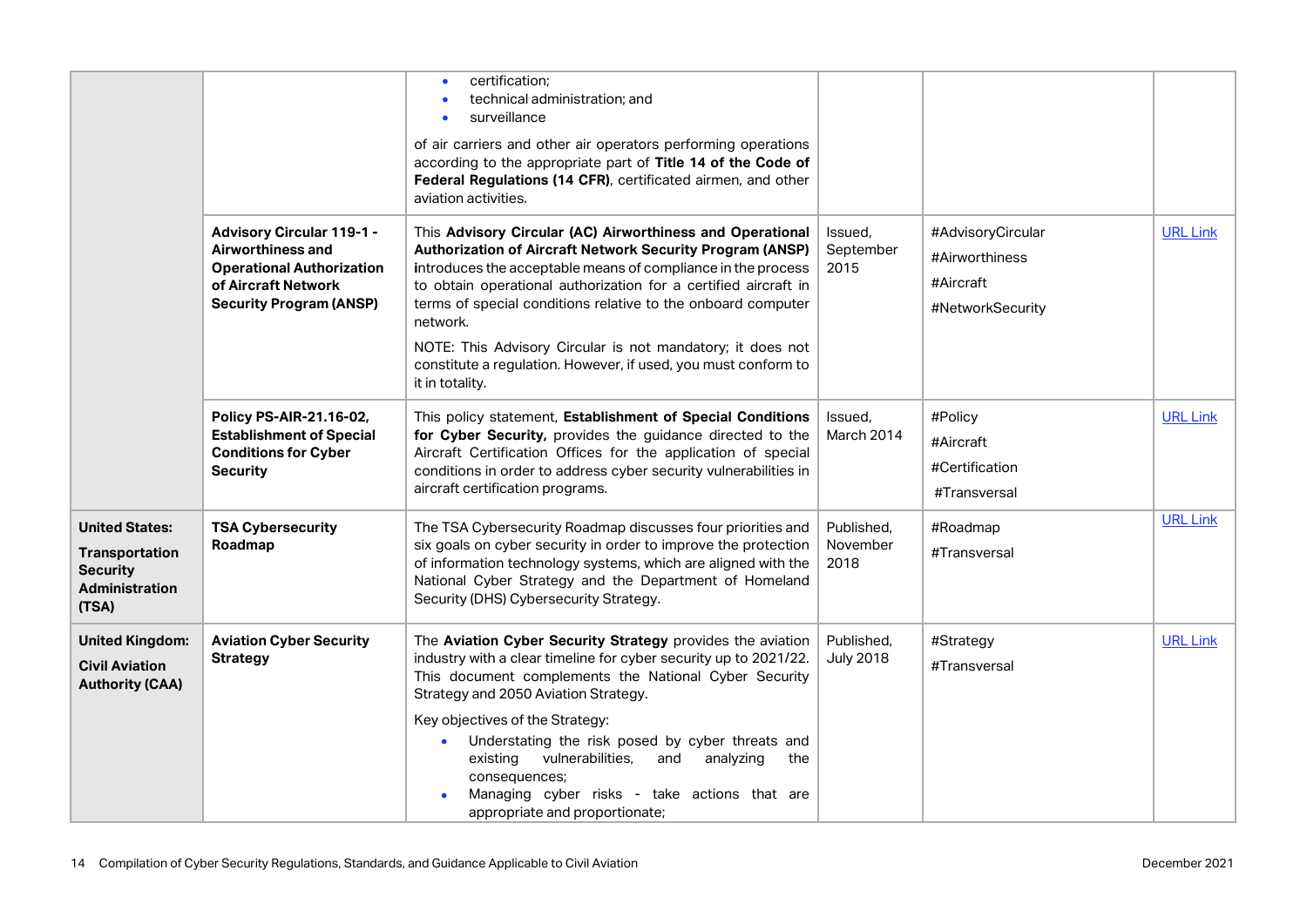| | | | | | |
|---|---|---|---|---|---|
| | | • certification;<br>• technical administration; and<br>• surveillance<br><br>of air carriers and other air operators performing operations according to the appropriate part of **Title 14 of the Code of Federal Regulations (14 CFR)**, certificated airmen, and other aviation activities. | | | |
| | **Advisory Circular 119-1 - Airworthiness and Operational Authorization of Aircraft Network Security Program (ANSP)** | This **Advisory Circular (AC) Airworthiness and Operational Authorization of Aircraft Network Security Program (ANSP)** introduces the acceptable means of compliance in the process to obtain operational authorization for a certified aircraft in terms of special conditions relative to the onboard computer network.<br><br>NOTE: This Advisory Circular is not mandatory; it does not constitute a regulation. However, if used, you must conform to it in totality. | Issued, September 2015 | #AdvisoryCircular<br>#Airworthiness<br>#Aircraft<br>#NetworkSecurity | URL Link |
| | **Policy PS-AIR-21.16-02, Establishment of Special Conditions for Cyber Security** | This policy statement, **Establishment of Special Conditions for Cyber Security,** provides the guidance directed to the Aircraft Certification Offices for the application of special conditions in order to address cyber security vulnerabilities in aircraft certification programs. | Issued, March 2014 | #Policy<br>#Aircraft<br>#Certification<br>#Transversal | URL Link |
| **United States: Transportation Security Administration (TSA)** | **TSA Cybersecurity Roadmap** | The TSA Cybersecurity Roadmap discusses four priorities and six goals on cyber security in order to improve the protection of information technology systems, which are aligned with the National Cyber Strategy and the Department of Homeland Security (DHS) Cybersecurity Strategy. | Published, November 2018 | #Roadmap<br>#Transversal | URL Link |
| **United Kingdom: Civil Aviation Authority (CAA)** | **Aviation Cyber Security Strategy** | The **Aviation Cyber Security Strategy** provides the aviation industry with a clear timeline for cyber security up to 2021/22. This document complements the National Cyber Security Strategy and 2050 Aviation Strategy.<br><br>Key objectives of the Strategy:<br>• Understating the risk posed by cyber threats and existing vulnerabilities, and analyzing the consequences;<br>• Managing cyber risks - take actions that are appropriate and proportionate; | Published, July 2018 | #Strategy<br>#Transversal | URL Link |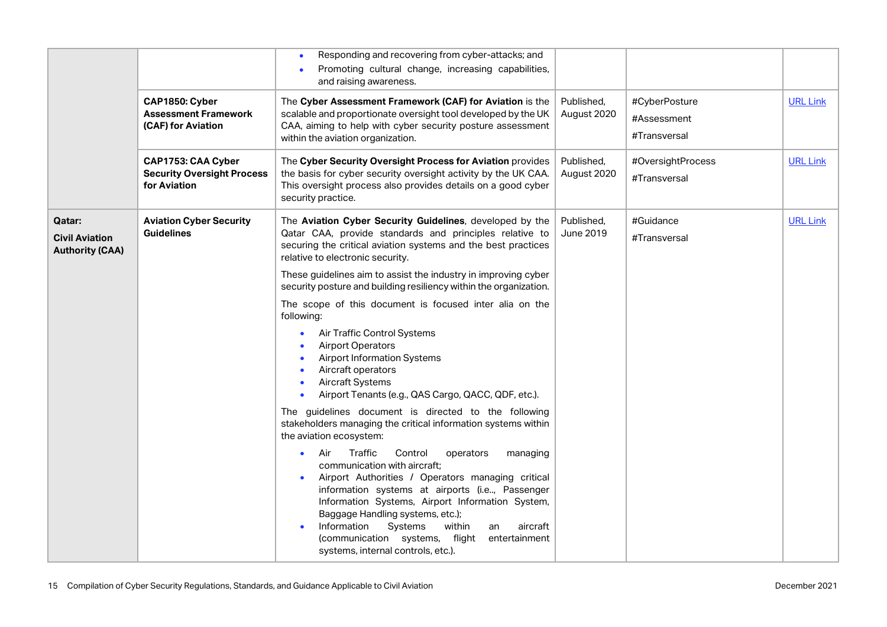| | | | | | |
|---|---|---|---|---|---|
| | | • Responding and recovering from cyber-attacks; and<br>• Promoting cultural change, increasing capabilities, and raising awareness. | | | |
| | **CAP1850: Cyber Assessment Framework (CAF) for Aviation** | The **Cyber Assessment Framework (CAF) for Aviation** is the scalable and proportionate oversight tool developed by the UK CAA, aiming to help with cyber security posture assessment within the aviation organization. | Published, August 2020 | #CyberPosture<br>#Assessment<br>#Transversal | URL Link |
| | **CAP1753: CAA Cyber Security Oversight Process for Aviation** | The **Cyber Security Oversight Process for Aviation** provides the basis for cyber security oversight activity by the UK CAA. This oversight process also provides details on a good cyber security practice. | Published, August 2020 | #OversightProcess<br>#Transversal | URL Link |
| **Qatar:**<br>**Civil Aviation Authority (CAA)** | **Aviation Cyber Security Guidelines** | The **Aviation Cyber Security Guidelines**, developed by the Qatar CAA, provide standards and principles relative to securing the critical aviation systems and the best practices relative to electronic security.<br>These guidelines aim to assist the industry in improving cyber security posture and building resiliency within the organization.<br>The scope of this document is focused inter alia on the following:<br>• Air Traffic Control Systems<br>• Airport Operators<br>• Airport Information Systems<br>• Aircraft operators<br>• Aircraft Systems<br>• Airport Tenants (e.g., QAS Cargo, QACC, QDF, etc.).<br>The guidelines document is directed to the following stakeholders managing the critical information systems within the aviation ecosystem:<br>• Air Traffic Control operators managing communication with aircraft;<br>• Airport Authorities / Operators managing critical information systems at airports (i.e.., Passenger Information Systems, Airport Information System, Baggage Handling systems, etc.);<br>• Information Systems within an aircraft (communication systems, flight entertainment systems, internal controls, etc.). | Published, June 2019 | #Guidance<br>#Transversal | URL Link |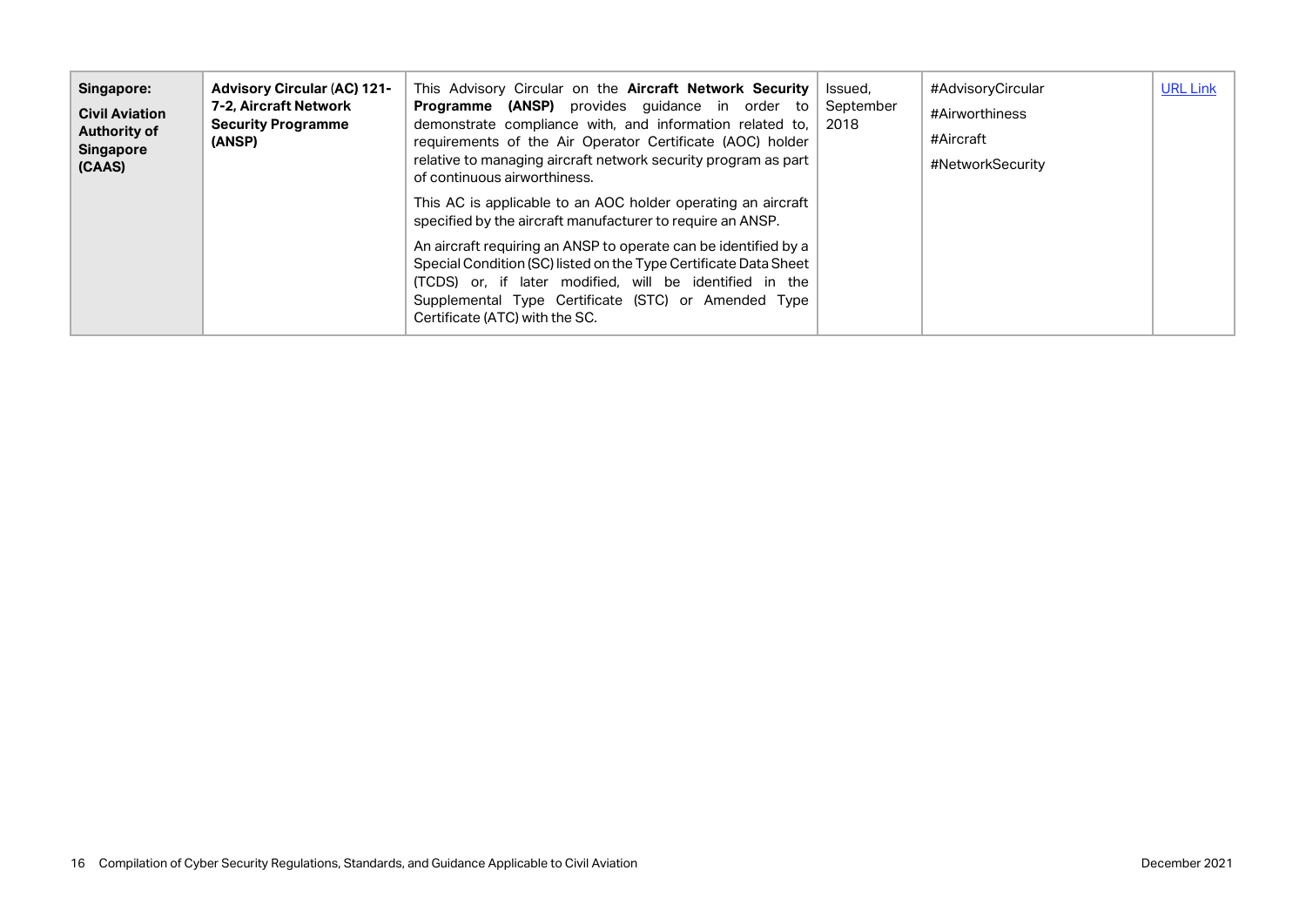| **Singapore:** **Civil Aviation Authority of Singapore (CAAS)** | **Advisory Circular (AC) 121-7-2, Aircraft Network Security Programme (ANSP)** | This Advisory Circular on the **Aircraft Network Security Programme (ANSP)** provides guidance in order to demonstrate compliance with, and information related to, requirements of the Air Operator Certificate (AOC) holder relative to managing aircraft network security program as part of continuous airworthiness.<br><br>This AC is applicable to an AOC holder operating an aircraft specified by the aircraft manufacturer to require an ANSP.<br><br>An aircraft requiring an ANSP to operate can be identified by a Special Condition (SC) listed on the Type Certificate Data Sheet (TCDS) or, if later modified, will be identified in the Supplemental Type Certificate (STC) or Amended Type Certificate (ATC) with the SC. | Issued, September 2018 | #AdvisoryCircular<br>#Airworthiness<br>#Aircraft<br>#NetworkSecurity | URL Link |
|---|---|---|---|---|---|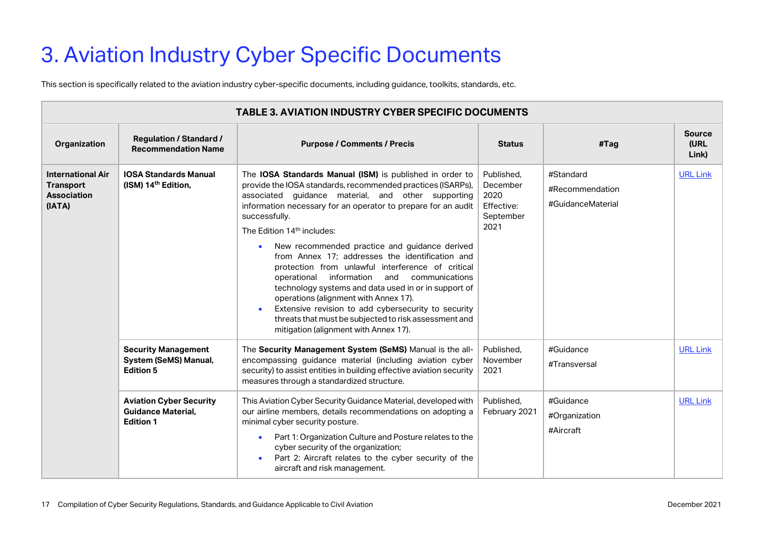# 3. Aviation Industry Cyber Specific Documents

This section is specifically related to the aviation industry cyber-specific documents, including guidance, toolkits, standards, etc.

**TABLE 3. AVIATION INDUSTRY CYBER SPECIFIC DOCUMENTS**

| Organization | Regulation / Standard / Recommendation Name | Purpose / Comments / Precis | Status | #Tag | Source (URL Link) |
|---|---|---|---|---|---|
| **International Air Transport Association (IATA)** | **IOSA Standards Manual (ISM) 14th Edition,** | The **IOSA Standards Manual (ISM)** is published in order to provide the IOSA standards, recommended practices (ISARPs), associated guidance material, and other supporting information necessary for an operator to prepare for an audit successfully.<br>The Edition 14th includes:<br>• New recommended practice and guidance derived from Annex 17; addresses the identification and protection from unlawful interference of critical operational information and communications technology systems and data used in or in support of operations (alignment with Annex 17).<br>• Extensive revision to add cybersecurity to security threats that must be subjected to risk assessment and mitigation (alignment with Annex 17). | Published, December 2020<br>Effective: September 2021 | #Standard<br>#Recommendation<br>#GuidanceMaterial | URL Link |
| | **Security Management System (SeMS) Manual, Edition 5** | The **Security Management System (SeMS)** Manual is the all-encompassing guidance material (including aviation cyber security) to assist entities in building effective aviation security measures through a standardized structure. | Published, November 2021 | #Guidance<br>#Transversal | URL Link |
| | **Aviation Cyber Security Guidance Material, Edition 1** | This Aviation Cyber Security Guidance Material, developed with our airline members, details recommendations on adopting a minimal cyber security posture.<br>• Part 1: Organization Culture and Posture relates to the cyber security of the organization;<br>• Part 2: Aircraft relates to the cyber security of the aircraft and risk management. | Published, February 2021 | #Guidance<br>#Organization<br>#Aircraft | URL Link |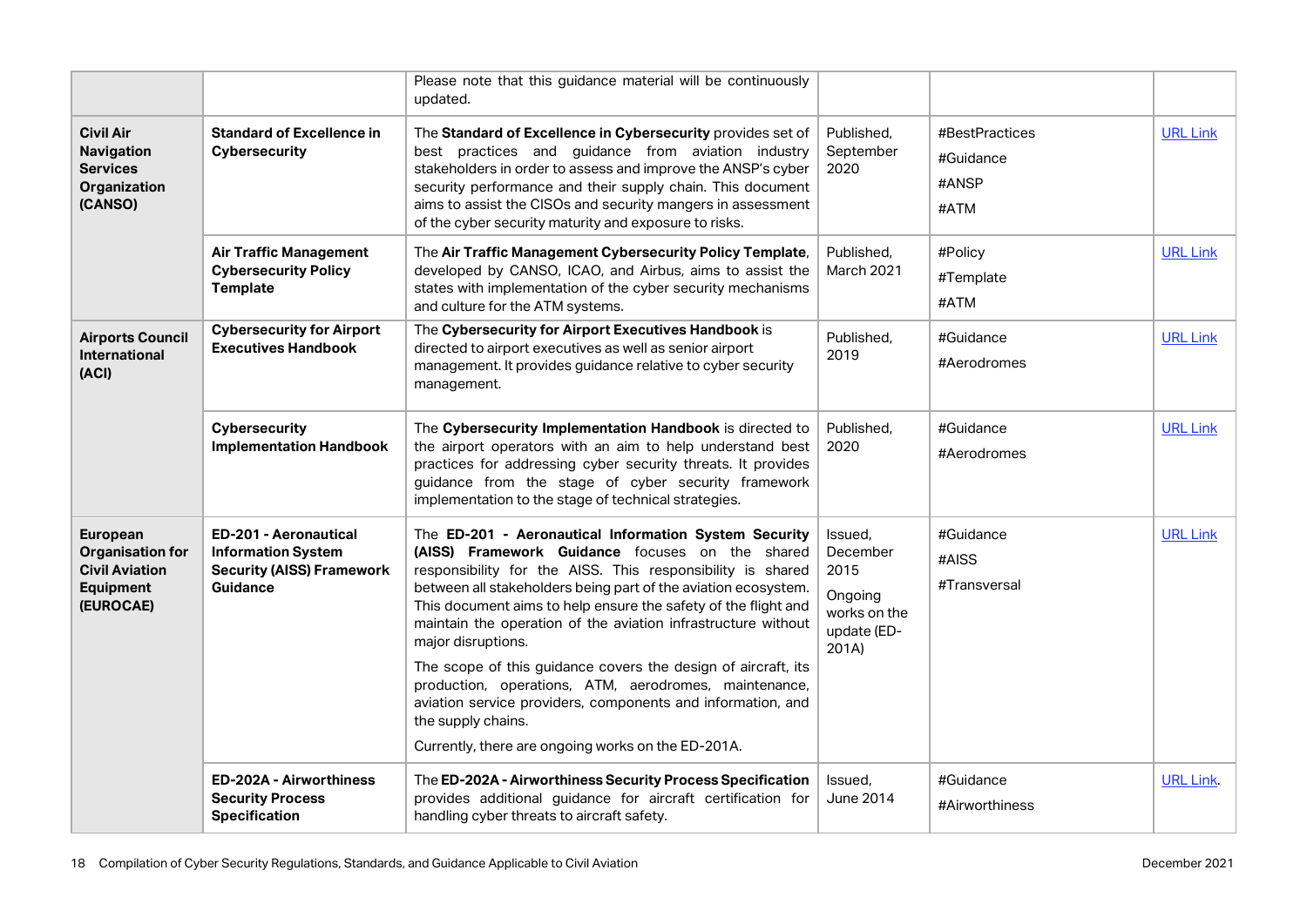| | | | | | |
|---|---|---|---|---|---|
| | | Please note that this guidance material will be continuously updated. | | | |
| **Civil Air Navigation Services Organization (CANSO)** | **Standard of Excellence in Cybersecurity** | The **Standard of Excellence in Cybersecurity** provides set of best practices and guidance from aviation industry stakeholders in order to assess and improve the ANSP's cyber security performance and their supply chain. This document aims to assist the CISOs and security mangers in assessment of the cyber security maturity and exposure to risks. | Published, September 2020 | #BestPractices #Guidance #ANSP #ATM | URL Link |
| | **Air Traffic Management Cybersecurity Policy Template** | The **Air Traffic Management Cybersecurity Policy Template**, developed by CANSO, ICAO, and Airbus, aims to assist the states with implementation of the cyber security mechanisms and culture for the ATM systems. | Published, March 2021 | #Policy #Template #ATM | URL Link |
| **Airports Council International (ACI)** | **Cybersecurity for Airport Executives Handbook** | The **Cybersecurity for Airport Executives Handbook** is directed to airport executives as well as senior airport management. It provides guidance relative to cyber security management. | Published, 2019 | #Guidance #Aerodromes | URL Link |
| | **Cybersecurity Implementation Handbook** | The **Cybersecurity Implementation Handbook** is directed to the airport operators with an aim to help understand best practices for addressing cyber security threats. It provides guidance from the stage of cyber security framework implementation to the stage of technical strategies. | Published, 2020 | #Guidance #Aerodromes | URL Link |
| **European Organisation for Civil Aviation Equipment (EUROCAE)** | **ED-201 - Aeronautical Information System Security (AISS) Framework Guidance** | The **ED-201 - Aeronautical Information System Security (AISS) Framework Guidance** focuses on the shared responsibility for the AISS. This responsibility is shared between all stakeholders being part of the aviation ecosystem. This document aims to help ensure the safety of the flight and maintain the operation of the aviation infrastructure without major disruptions. The scope of this guidance covers the design of aircraft, its production, operations, ATM, aerodromes, maintenance, aviation service providers, components and information, and the supply chains. Currently, there are ongoing works on the ED-201A. | Issued, December 2015 Ongoing works on the update (ED-201A) | #Guidance #AISS #Transversal | URL Link |
| | **ED-202A - Airworthiness Security Process Specification** | The **ED-202A - Airworthiness Security Process Specification** provides additional guidance for aircraft certification for handling cyber threats to aircraft safety. | Issued, June 2014 | #Guidance #Airworthiness | URL Link. |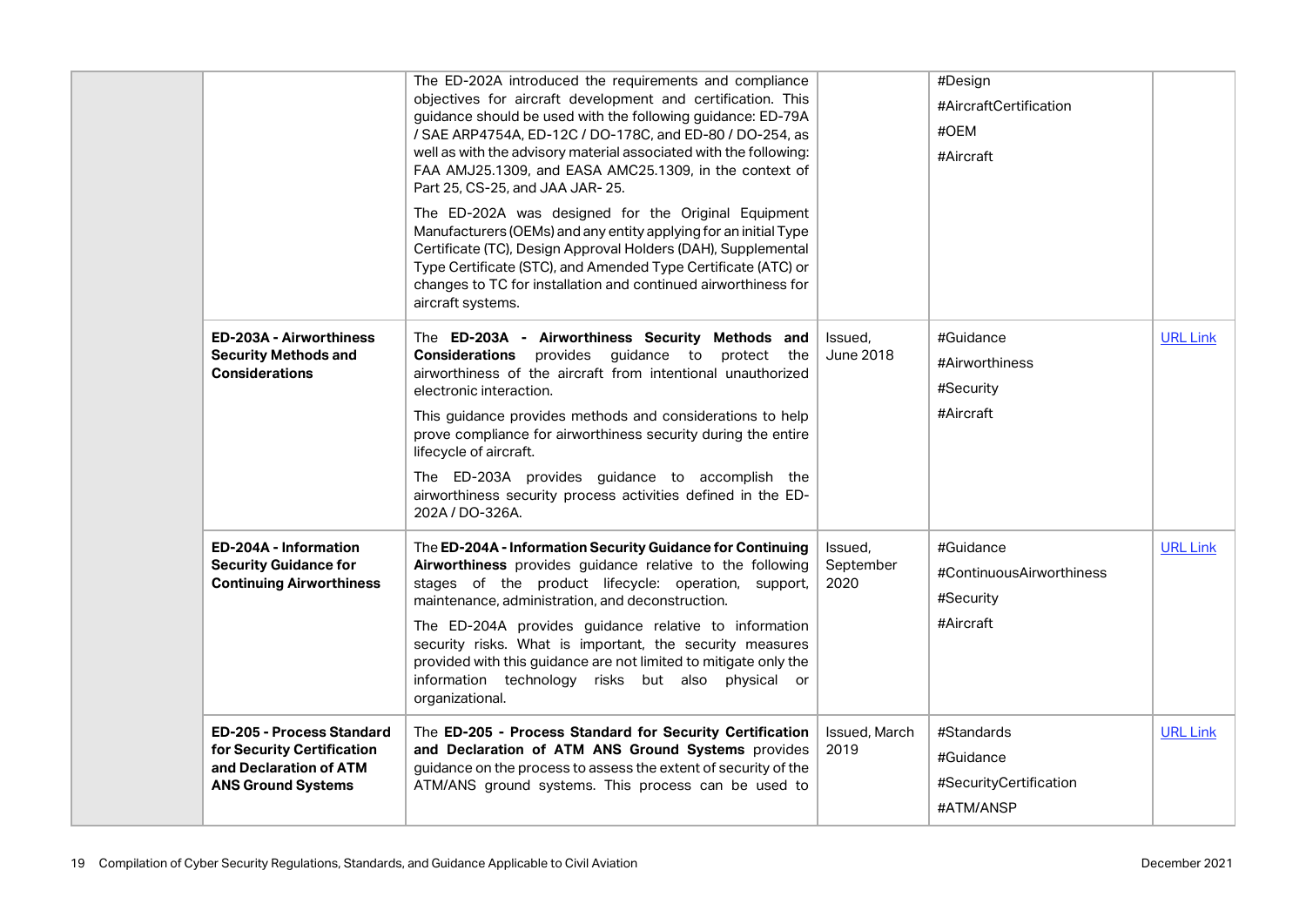| | | | | | |
|---|---|---|---|---|---|
| | | The ED-202A introduced the requirements and compliance objectives for aircraft development and certification. This guidance should be used with the following guidance: ED-79A / SAE ARP4754A, ED-12C / DO-178C, and ED-80 / DO-254, as well as with the advisory material associated with the following: FAA AMJ25.1309, and EASA AMC25.1309, in the context of Part 25, CS-25, and JAA JAR- 25.<br><br>The ED-202A was designed for the Original Equipment Manufacturers (OEMs) and any entity applying for an initial Type Certificate (TC), Design Approval Holders (DAH), Supplemental Type Certificate (STC), and Amended Type Certificate (ATC) or changes to TC for installation and continued airworthiness for aircraft systems. | | #Design<br>#AircraftCertification<br>#OEM<br>#Aircraft | |
| | **ED-203A - Airworthiness Security Methods and Considerations** | The **ED-203A - Airworthiness Security Methods and Considerations** provides guidance to protect the airworthiness of the aircraft from intentional unauthorized electronic interaction.<br><br>This guidance provides methods and considerations to help prove compliance for airworthiness security during the entire lifecycle of aircraft.<br><br>The ED-203A provides guidance to accomplish the airworthiness security process activities defined in the ED-202A / DO-326A. | Issued, June 2018 | #Guidance<br>#Airworthiness<br>#Security<br>#Aircraft | URL Link |
| | **ED-204A - Information Security Guidance for Continuing Airworthiness** | The **ED-204A - Information Security Guidance for Continuing Airworthiness** provides guidance relative to the following stages of the product lifecycle: operation, support, maintenance, administration, and deconstruction.<br><br>The ED-204A provides guidance relative to information security risks. What is important, the security measures provided with this guidance are not limited to mitigate only the information technology risks but also physical or organizational. | Issued, September 2020 | #Guidance<br>#ContinuousAirworthiness<br>#Security<br>#Aircraft | URL Link |
| | **ED-205 - Process Standard for Security Certification and Declaration of ATM ANS Ground Systems** | The **ED-205 - Process Standard for Security Certification and Declaration of ATM ANS Ground Systems** provides guidance on the process to assess the extent of security of the ATM/ANS ground systems. This process can be used to | Issued, March 2019 | #Standards<br>#Guidance<br>#SecurityCertification<br>#ATM/ANSP | URL Link |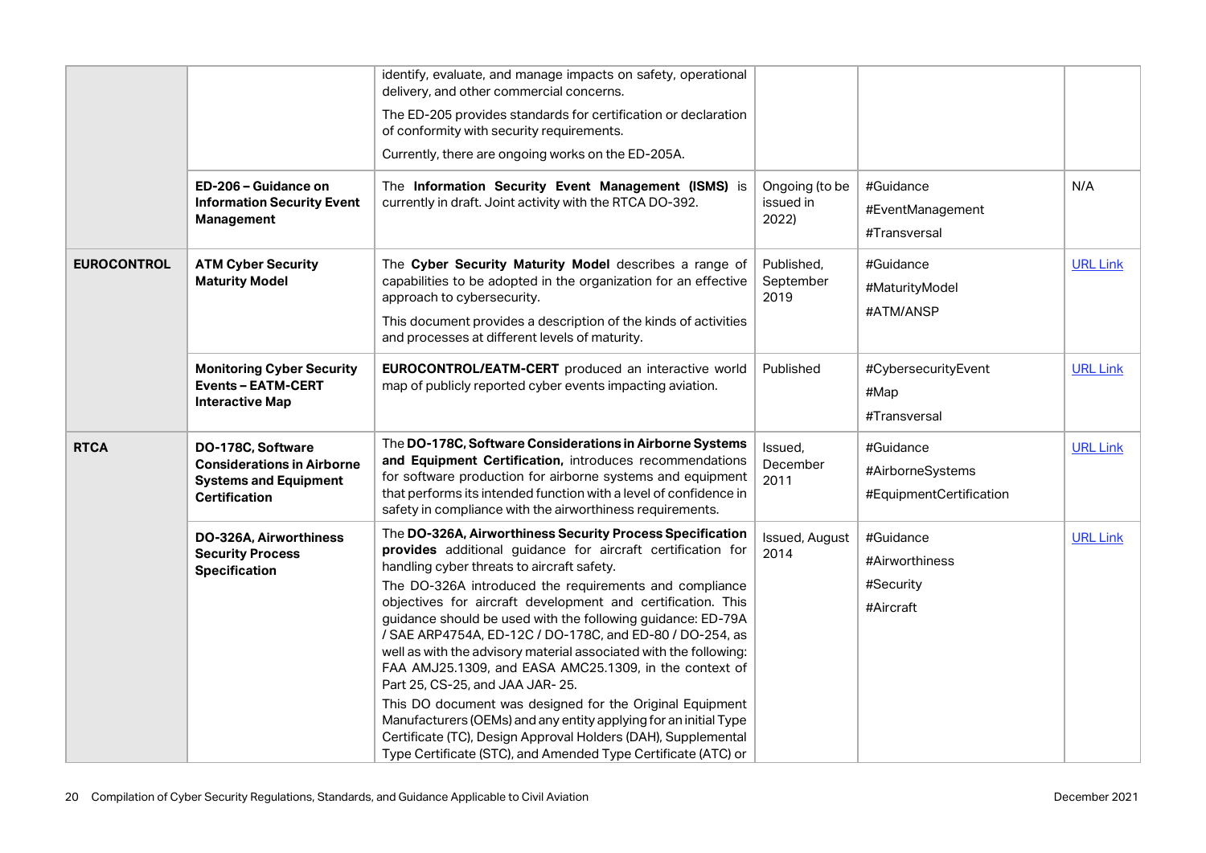| | | | | | |
|---|---|---|---|---|---|
| | | identify, evaluate, and manage impacts on safety, operational delivery, and other commercial concerns.<br>The ED-205 provides standards for certification or declaration of conformity with security requirements.<br>Currently, there are ongoing works on the ED-205A. | | | |
| | **ED-206 – Guidance on Information Security Event Management** | The **Information Security Event Management (ISMS)** is currently in draft. Joint activity with the RTCA DO-392. | Ongoing (to be issued in 2022) | #Guidance<br>#EventManagement<br>#Transversal | N/A |
| **EUROCONTROL** | **ATM Cyber Security Maturity Model** | The **Cyber Security Maturity Model** describes a range of capabilities to be adopted in the organization for an effective approach to cybersecurity.<br>This document provides a description of the kinds of activities and processes at different levels of maturity. | Published, September 2019 | #Guidance<br>#MaturityModel<br>#ATM/ANSP | URL Link |
| | **Monitoring Cyber Security Events – EATM-CERT Interactive Map** | **EUROCONTROL/EATM-CERT** produced an interactive world map of publicly reported cyber events impacting aviation. | Published | #CybersecurityEvent<br>#Map<br>#Transversal | URL Link |
| **RTCA** | **DO-178C, Software Considerations in Airborne Systems and Equipment Certification** | The **DO-178C, Software Considerations in Airborne Systems and Equipment Certification,** introduces recommendations for software production for airborne systems and equipment that performs its intended function with a level of confidence in safety in compliance with the airworthiness requirements. | Issued, December 2011 | #Guidance<br>#AirborneSystems<br>#EquipmentCertification | URL Link |
| | **DO-326A, Airworthiness Security Process Specification** | The **DO-326A, Airworthiness Security Process Specification provides** additional guidance for aircraft certification for handling cyber threats to aircraft safety.<br>The DO-326A introduced the requirements and compliance objectives for aircraft development and certification. This guidance should be used with the following guidance: ED-79A / SAE ARP4754A, ED-12C / DO-178C, and ED-80 / DO-254, as well as with the advisory material associated with the following: FAA AMJ25.1309, and EASA AMC25.1309, in the context of Part 25, CS-25, and JAA JAR- 25.<br>This DO document was designed for the Original Equipment Manufacturers (OEMs) and any entity applying for an initial Type Certificate (TC), Design Approval Holders (DAH), Supplemental Type Certificate (STC), and Amended Type Certificate (ATC) or | Issued, August 2014 | #Guidance<br>#Airworthiness<br>#Security<br>#Aircraft | URL Link |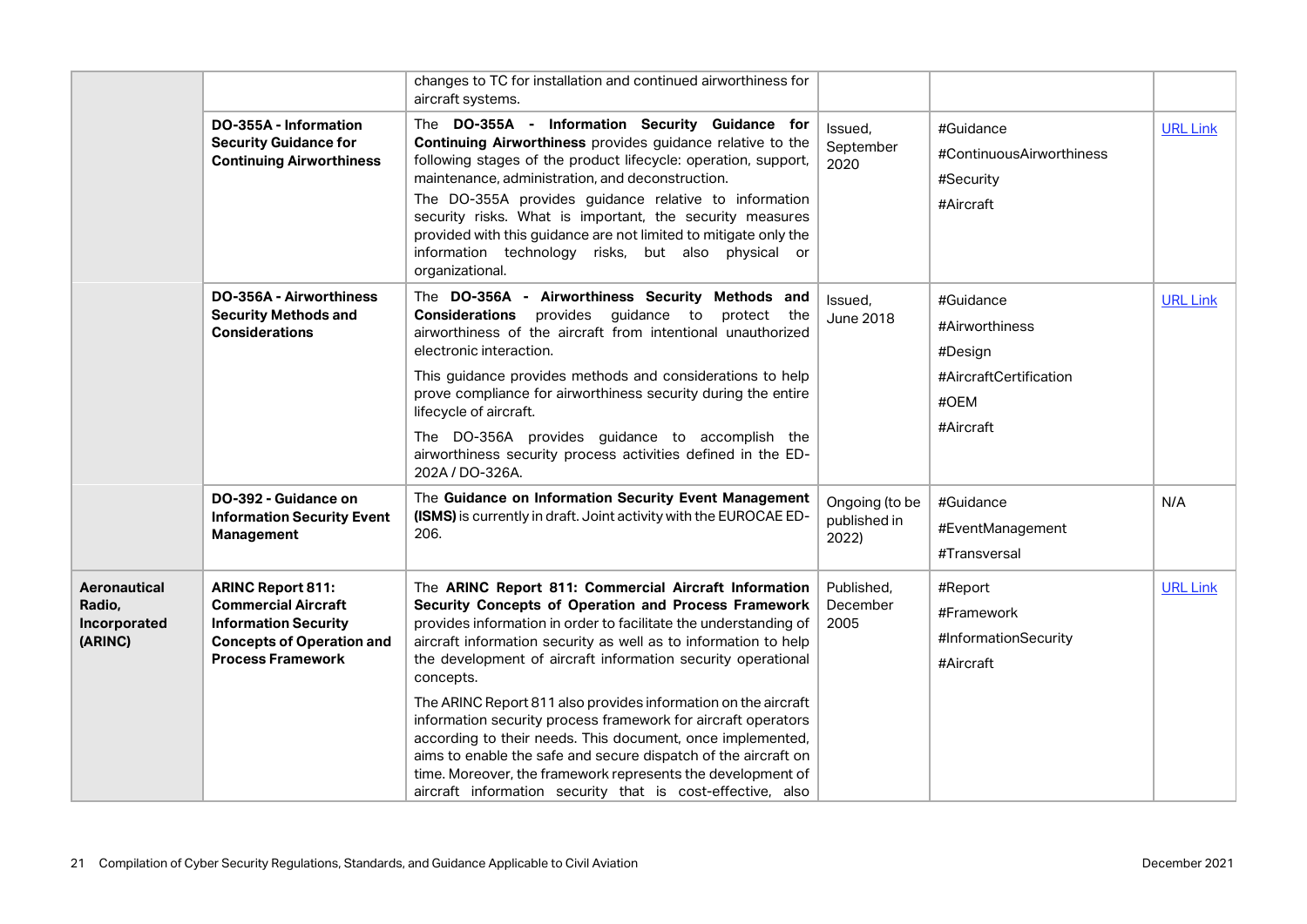| | | | | | |
|---|---|---|---|---|---|
| | | changes to TC for installation and continued airworthiness for aircraft systems. | | | |
| | **DO-355A - Information Security Guidance for Continuing Airworthiness** | The **DO-355A - Information Security Guidance for Continuing Airworthiness** provides guidance relative to the following stages of the product lifecycle: operation, support, maintenance, administration, and deconstruction.<br>The DO-355A provides guidance relative to information security risks. What is important, the security measures provided with this guidance are not limited to mitigate only the information technology risks, but also physical or organizational. | Issued, September 2020 | #Guidance<br>#ContinuousAirworthiness<br>#Security<br>#Aircraft | URL Link |
| | **DO-356A - Airworthiness Security Methods and Considerations** | The **DO-356A - Airworthiness Security Methods and Considerations** provides guidance to protect the airworthiness of the aircraft from intentional unauthorized electronic interaction.<br>This guidance provides methods and considerations to help prove compliance for airworthiness security during the entire lifecycle of aircraft.<br>The DO-356A provides guidance to accomplish the airworthiness security process activities defined in the ED-202A / DO-326A. | Issued, June 2018 | #Guidance<br>#Airworthiness<br>#Design<br>#AircraftCertification<br>#OEM<br>#Aircraft | URL Link |
| | **DO-392 - Guidance on Information Security Event Management** | The **Guidance on Information Security Event Management (ISMS)** is currently in draft. Joint activity with the EUROCAE ED-206. | Ongoing (to be published in 2022) | #Guidance<br>#EventManagement<br>#Transversal | N/A |
| **Aeronautical Radio, Incorporated (ARINC)** | **ARINC Report 811: Commercial Aircraft Information Security Concepts of Operation and Process Framework** | The **ARINC Report 811: Commercial Aircraft Information Security Concepts of Operation and Process Framework** provides information in order to facilitate the understanding of aircraft information security as well as to information to help the development of aircraft information security operational concepts.<br>The ARINC Report 811 also provides information on the aircraft information security process framework for aircraft operators according to their needs. This document, once implemented, aims to enable the safe and secure dispatch of the aircraft on time. Moreover, the framework represents the development of aircraft information security that is cost-effective, also | Published, December 2005 | #Report<br>#Framework<br>#InformationSecurity<br>#Aircraft | URL Link |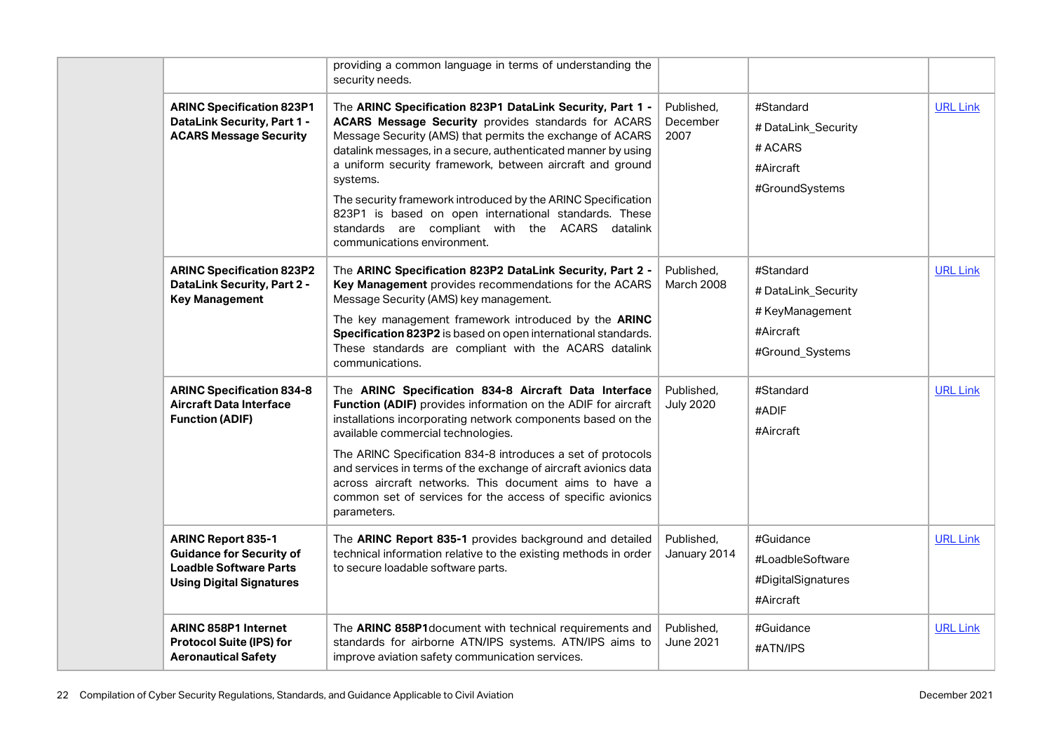| | | | | |
|---|---|---|---|---|
| | providing a common language in terms of understanding the security needs. | | | |
| **ARINC Specification 823P1 DataLink Security, Part 1 - ACARS Message Security** | The **ARINC Specification 823P1 DataLink Security, Part 1 - ACARS Message Security** provides standards for ACARS Message Security (AMS) that permits the exchange of ACARS datalink messages, in a secure, authenticated manner by using a uniform security framework, between aircraft and ground systems.<br><br>The security framework introduced by the ARINC Specification 823P1 is based on open international standards. These standards are compliant with the ACARS datalink communications environment. | Published, December 2007 | #Standard<br>#DataLink_Security<br>#ACARS<br>#Aircraft<br>#GroundSystems | URL Link |
| **ARINC Specification 823P2 DataLink Security, Part 2 - Key Management** | The **ARINC Specification 823P2 DataLink Security, Part 2 - Key Management** provides recommendations for the ACARS Message Security (AMS) key management.<br><br>The key management framework introduced by the **ARINC Specification 823P2** is based on open international standards. These standards are compliant with the ACARS datalink communications. | Published, March 2008 | #Standard<br>#DataLink_Security<br>#KeyManagement<br>#Aircraft<br>#Ground_Systems | URL Link |
| **ARINC Specification 834-8 Aircraft Data Interface Function (ADIF)** | The **ARINC Specification 834-8 Aircraft Data Interface Function (ADIF)** provides information on the ADIF for aircraft installations incorporating network components based on the available commercial technologies.<br><br>The ARINC Specification 834-8 introduces a set of protocols and services in terms of the exchange of aircraft avionics data across aircraft networks. This document aims to have a common set of services for the access of specific avionics parameters. | Published, July 2020 | #Standard<br>#ADIF<br>#Aircraft | URL Link |
| **ARINC Report 835-1 Guidance for Security of Loadble Software Parts Using Digital Signatures** | The **ARINC Report 835-1** provides background and detailed technical information relative to the existing methods in order to secure loadable software parts. | Published, January 2014 | #Guidance<br>#LoadbleSoftware<br>#DigitalSignatures<br>#Aircraft | URL Link |
| **ARINC 858P1 Internet Protocol Suite (IPS) for Aeronautical Safety** | The **ARINC 858P1**document with technical requirements and standards for airborne ATN/IPS systems. ATN/IPS aims to improve aviation safety communication services. | Published, June 2021 | #Guidance<br>#ATN/IPS | URL Link |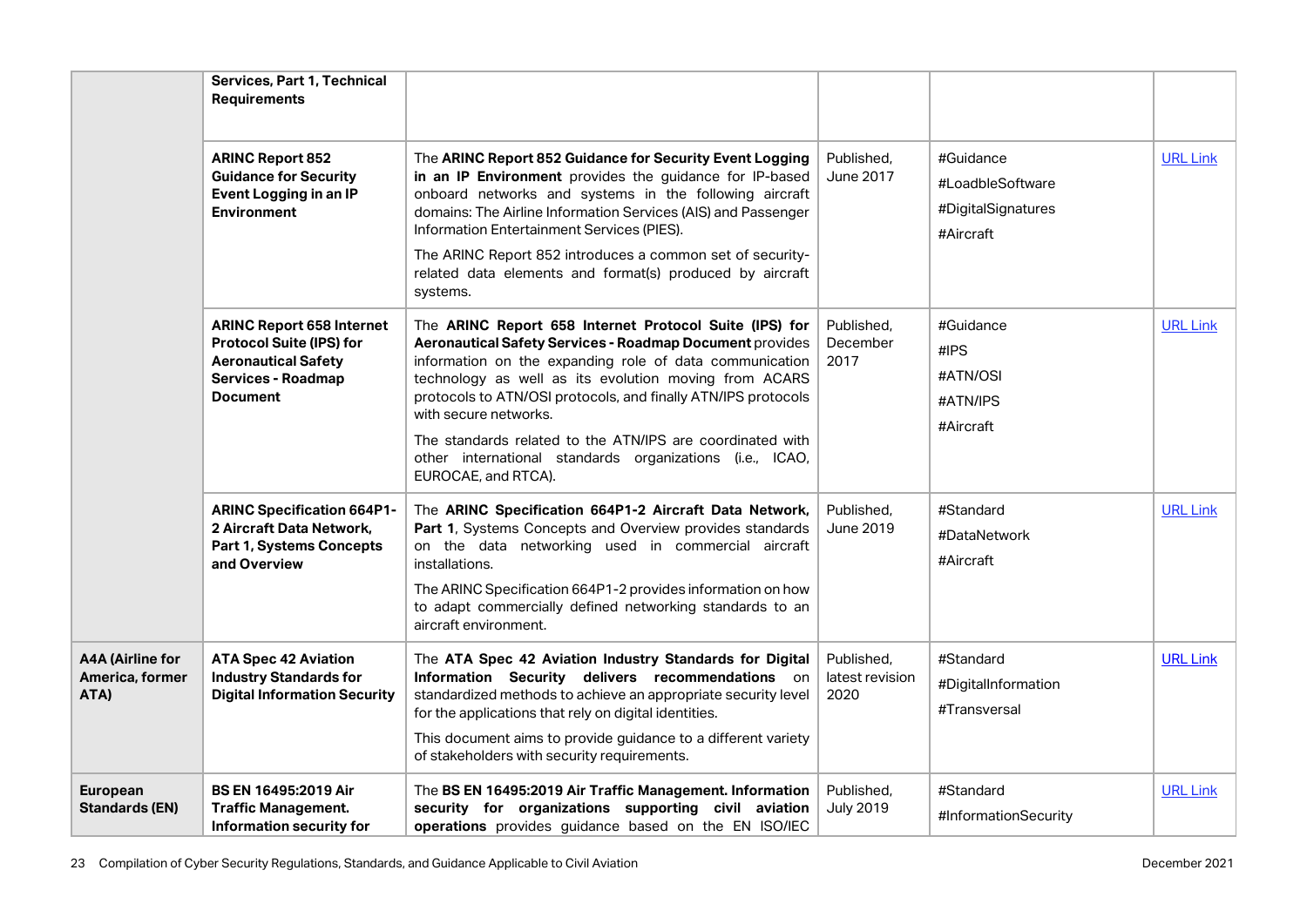| | | | | | |
|---|---|---|---|---|---|
| | **Services, Part 1, Technical Requirements** | | | | |
| | **ARINC Report 852 Guidance for Security Event Logging in an IP Environment** | The **ARINC Report 852 Guidance for Security Event Logging in an IP Environment** provides the guidance for IP-based onboard networks and systems in the following aircraft domains: The Airline Information Services (AIS) and Passenger Information Entertainment Services (PIES).<br><br>The ARINC Report 852 introduces a common set of security-related data elements and format(s) produced by aircraft systems. | Published, June 2017 | #Guidance<br>#LoadbleSoftware<br>#DigitalSignatures<br>#Aircraft | URL Link |
| | **ARINC Report 658 Internet Protocol Suite (IPS) for Aeronautical Safety Services - Roadmap Document** | The **ARINC Report 658 Internet Protocol Suite (IPS) for Aeronautical Safety Services - Roadmap Document** provides information on the expanding role of data communication technology as well as its evolution moving from ACARS protocols to ATN/OSI protocols, and finally ATN/IPS protocols with secure networks.<br><br>The standards related to the ATN/IPS are coordinated with other international standards organizations (i.e., ICAO, EUROCAE, and RTCA). | Published, December 2017 | #Guidance<br>#IPS<br>#ATN/OSI<br>#ATN/IPS<br>#Aircraft | URL Link |
| | **ARINC Specification 664P1-2 Aircraft Data Network, Part 1, Systems Concepts and Overview** | The **ARINC Specification 664P1-2 Aircraft Data Network, Part 1**, Systems Concepts and Overview provides standards on the data networking used in commercial aircraft installations.<br><br>The ARINC Specification 664P1-2 provides information on how to adapt commercially defined networking standards to an aircraft environment. | Published, June 2019 | #Standard<br>#DataNetwork<br>#Aircraft | URL Link |
| **A4A (Airline for America, former ATA)** | **ATA Spec 42 Aviation Industry Standards for Digital Information Security** | The **ATA Spec 42 Aviation Industry Standards for Digital Information Security delivers recommendations** on standardized methods to achieve an appropriate security level for the applications that rely on digital identities.<br><br>This document aims to provide guidance to a different variety of stakeholders with security requirements. | Published, latest revision 2020 | #Standard<br>#DigitalInformation<br>#Transversal | URL Link |
| **European Standards (EN)** | **BS EN 16495:2019 Air Traffic Management. Information security for** | The **BS EN 16495:2019 Air Traffic Management. Information security for organizations supporting civil aviation operations** provides guidance based on the EN ISO/IEC | Published, July 2019 | #Standard<br>#InformationSecurity | URL Link |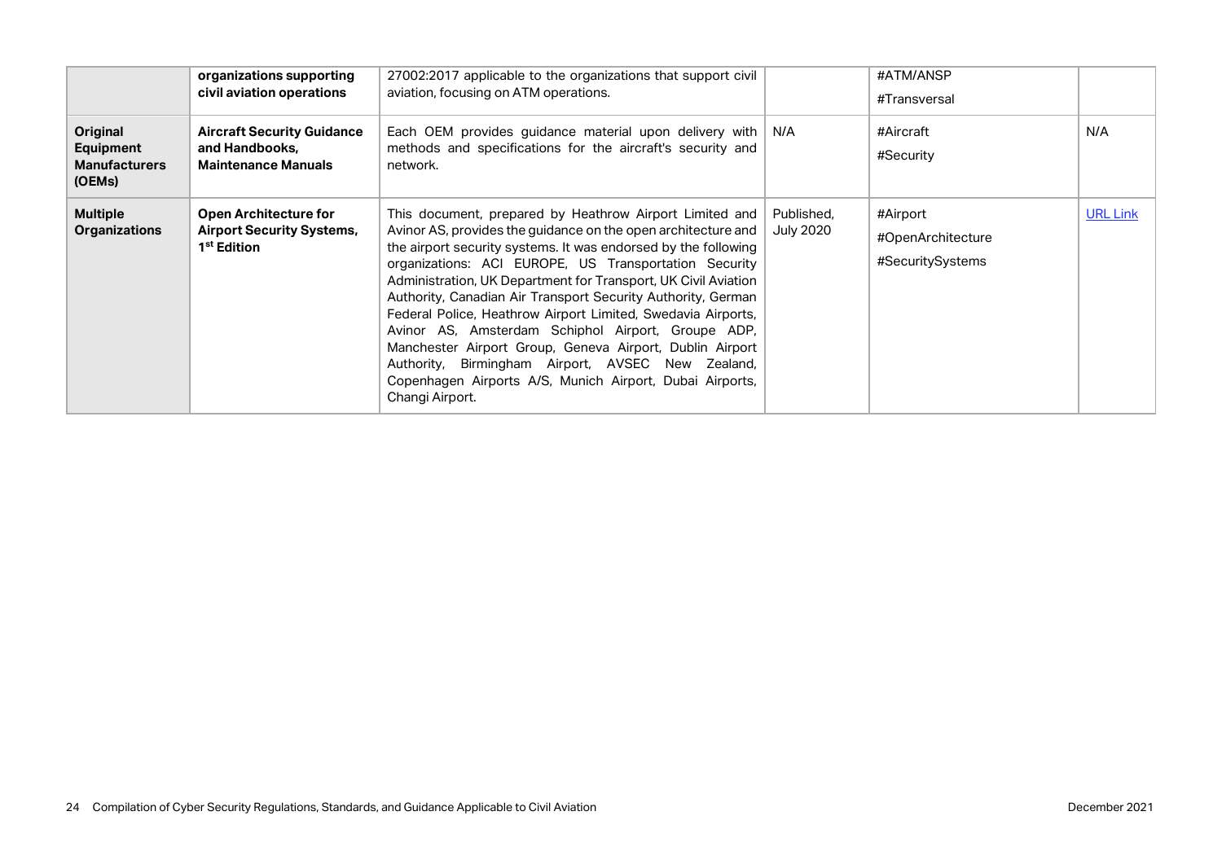| | | | | | |
|---|---|---|---|---|---|
| | **organizations supporting civil aviation operations** | 27002:2017 applicable to the organizations that support civil aviation, focusing on ATM operations. | | #ATM/ANSP<br>#Transversal | |
| **Original Equipment Manufacturers (OEMs)** | **Aircraft Security Guidance and Handbooks, Maintenance Manuals** | Each OEM provides guidance material upon delivery with methods and specifications for the aircraft's security and network. | N/A | #Aircraft<br>#Security | N/A |
| **Multiple Organizations** | **Open Architecture for Airport Security Systems, 1st Edition** | This document, prepared by Heathrow Airport Limited and Avinor AS, provides the guidance on the open architecture and the airport security systems. It was endorsed by the following organizations: ACI EUROPE, US Transportation Security Administration, UK Department for Transport, UK Civil Aviation Authority, Canadian Air Transport Security Authority, German Federal Police, Heathrow Airport Limited, Swedavia Airports, Avinor AS, Amsterdam Schiphol Airport, Groupe ADP, Manchester Airport Group, Geneva Airport, Dublin Airport Authority, Birmingham Airport, AVSEC New Zealand, Copenhagen Airports A/S, Munich Airport, Dubai Airports, Changi Airport. | Published, July 2020 | #Airport<br>#OpenArchitecture<br>#SecuritySystems | URL Link |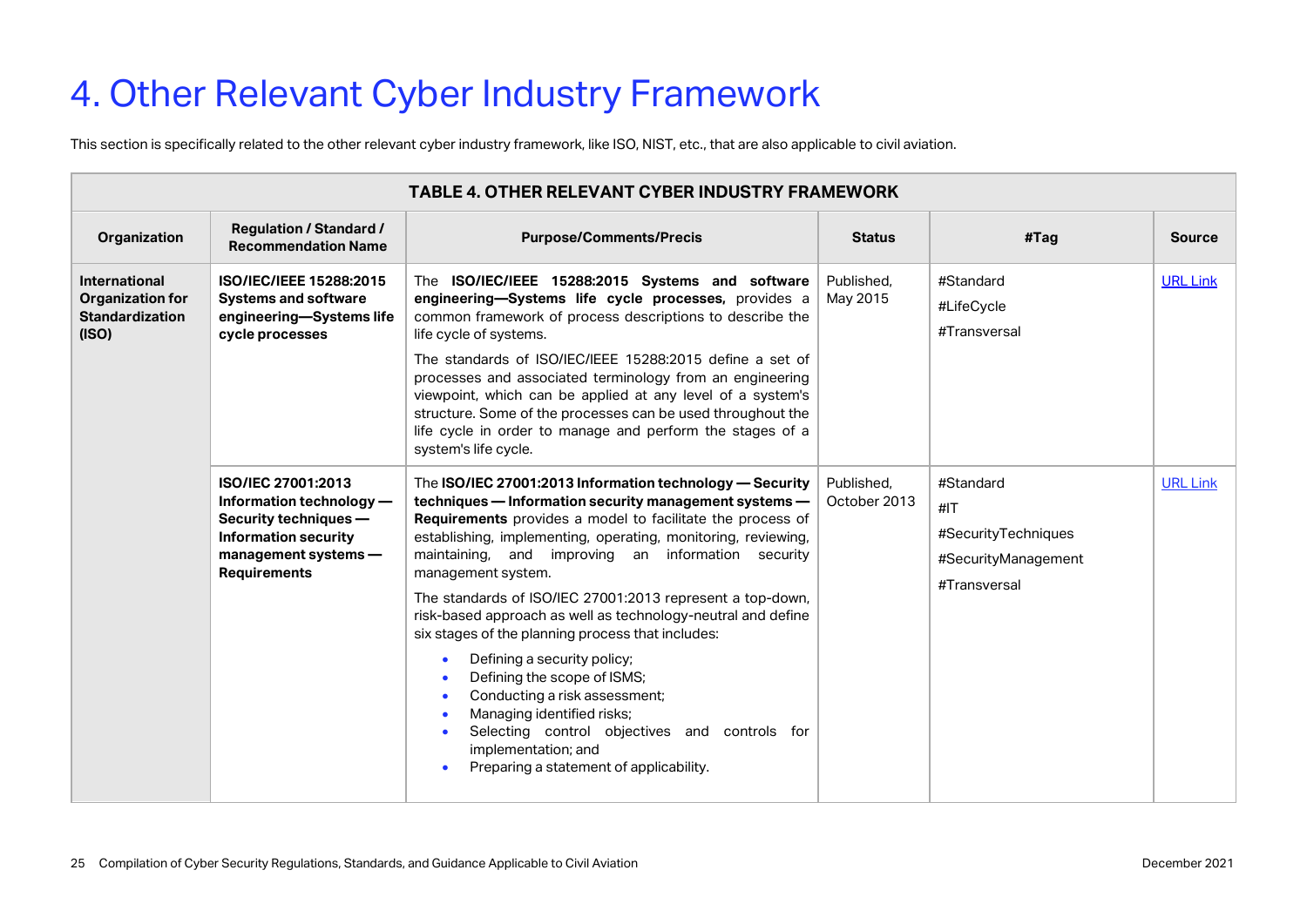# 4. Other Relevant Cyber Industry Framework

This section is specifically related to the other relevant cyber industry framework, like ISO, NIST, etc., that are also applicable to civil aviation.

| TABLE 4. OTHER RELEVANT CYBER INDUSTRY FRAMEWORK | | | | | |
|---|---|---|---|---|---|
| **Organization** | **Regulation / Standard / Recommendation Name** | **Purpose/Comments/Precis** | **Status** | **#Tag** | **Source** |
| **International Organization for Standardization (ISO)** | **ISO/IEC/IEEE 15288:2015 Systems and software engineering—Systems life cycle processes** | The **ISO/IEC/IEEE 15288:2015 Systems and software engineering—Systems life cycle processes,** provides a common framework of process descriptions to describe the life cycle of systems.<br><br>The standards of ISO/IEC/IEEE 15288:2015 define a set of processes and associated terminology from an engineering viewpoint, which can be applied at any level of a system's structure. Some of the processes can be used throughout the life cycle in order to manage and perform the stages of a system's life cycle. | Published, May 2015 | #Standard<br>#LifeCycle<br>#Transversal | URL Link |
| | **ISO/IEC 27001:2013 Information technology — Security techniques — Information security management systems — Requirements** | The **ISO/IEC 27001:2013 Information technology — Security techniques — Information security management systems — Requirements** provides a model to facilitate the process of establishing, implementing, operating, monitoring, reviewing, maintaining, and improving an information security management system.<br><br>The standards of ISO/IEC 27001:2013 represent a top-down, risk-based approach as well as technology-neutral and define six stages of the planning process that includes:<br>• Defining a security policy;<br>• Defining the scope of ISMS;<br>• Conducting a risk assessment;<br>• Managing identified risks;<br>• Selecting control objectives and controls for implementation; and<br>• Preparing a statement of applicability. | Published, October 2013 | #Standard<br>#IT<br>#SecurityTechniques<br>#SecurityManagement<br>#Transversal | URL Link |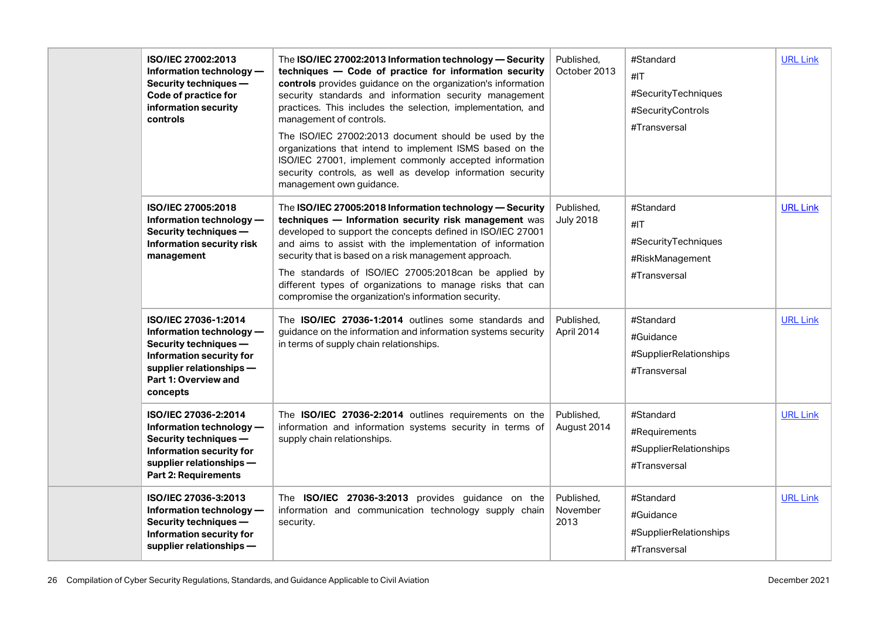| | | | | | |
|---|---|---|---|---|---|
| | **ISO/IEC 27002:2013 Information technology — Security techniques — Code of practice for information security controls** | The **ISO/IEC 27002:2013 Information technology — Security techniques — Code of practice for information security controls** provides guidance on the organization's information security standards and information security management practices. This includes the selection, implementation, and management of controls.<br>The ISO/IEC 27002:2013 document should be used by the organizations that intend to implement ISMS based on the ISO/IEC 27001, implement commonly accepted information security controls, as well as develop information security management own guidance. | Published, October 2013 | #Standard<br>#IT<br>#SecurityTechniques<br>#SecurityControls<br>#Transversal | URL Link |
| | **ISO/IEC 27005:2018 Information technology — Security techniques — Information security risk management** | The **ISO/IEC 27005:2018 Information technology — Security techniques — Information security risk management** was developed to support the concepts defined in ISO/IEC 27001 and aims to assist with the implementation of information security that is based on a risk management approach.<br>The standards of ISO/IEC 27005:2018can be applied by different types of organizations to manage risks that can compromise the organization's information security. | Published, July 2018 | #Standard<br>#IT<br>#SecurityTechniques<br>#RiskManagement<br>#Transversal | URL Link |
| | **ISO/IEC 27036-1:2014 Information technology — Security techniques — Information security for supplier relationships — Part 1: Overview and concepts** | The **ISO/IEC 27036-1:2014** outlines some standards and guidance on the information and information systems security in terms of supply chain relationships. | Published, April 2014 | #Standard<br>#Guidance<br>#SupplierRelationships<br>#Transversal | URL Link |
| | **ISO/IEC 27036-2:2014 Information technology — Security techniques — Information security for supplier relationships — Part 2: Requirements** | The **ISO/IEC 27036-2:2014** outlines requirements on the information and information systems security in terms of supply chain relationships. | Published, August 2014 | #Standard<br>#Requirements<br>#SupplierRelationships<br>#Transversal | URL Link |
| | **ISO/IEC 27036-3:2013 Information technology — Security techniques — Information security for supplier relationships —** | The **ISO/IEC 27036-3:2013** provides guidance on the information and communication technology supply chain security. | Published, November 2013 | #Standard<br>#Guidance<br>#SupplierRelationships<br>#Transversal | URL Link |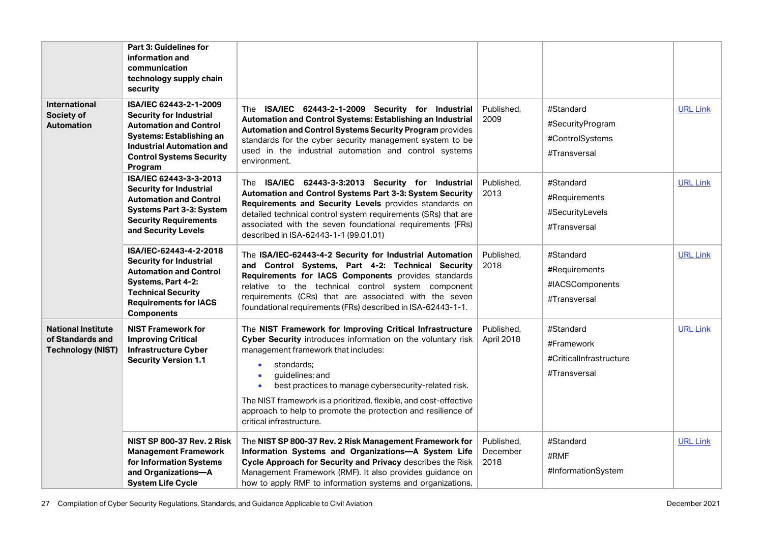| | | | | | |
|---|---|---|---|---|---|
| | **Part 3: Guidelines for information and communication technology supply chain security** | | | | |
| **International Society of Automation** | **ISA/IEC 62443-2-1-2009 Security for Industrial Automation and Control Systems: Establishing an Industrial Automation and Control Systems Security Program** | The **ISA/IEC 62443-2-1-2009 Security for Industrial Automation and Control Systems: Establishing an Industrial Automation and Control Systems Security Program** provides standards for the cyber security management system to be used in the industrial automation and control systems environment. | Published, 2009 | #Standard #SecurityProgram #ControlSystems #Transversal | URL Link |
| | **ISA/IEC 62443-3-3-2013 Security for Industrial Automation and Control Systems Part 3-3: System Security Requirements and Security Levels** | The **ISA/IEC 62443-3-3:2013 Security for Industrial Automation and Control Systems Part 3-3: System Security Requirements and Security Levels** provides standards on detailed technical control system requirements (SRs) that are associated with the seven foundational requirements (FRs) described in ISA-62443-1-1 (99.01.01) | Published, 2013 | #Standard #Requirements #SecurityLevels #Transversal | URL Link |
| | **ISA/IEC-62443-4-2-2018 Security for Industrial Automation and Control Systems, Part 4-2: Technical Security Requirements for IACS Components** | The **ISA/IEC-62443-4-2 Security for Industrial Automation and Control Systems, Part 4-2: Technical Security Requirements for IACS Components** provides standards relative to the technical control system component requirements (CRs) that are associated with the seven foundational requirements (FRs) described in ISA-62443-1-1. | Published, 2018 | #Standard #Requirements #IACSComponents #Transversal | URL Link |
| **National Institute of Standards and Technology (NIST)** | **NIST Framework for Improving Critical Infrastructure Cyber Security Version 1.1** | The **NIST Framework for Improving Critical Infrastructure Cyber Security** introduces information on the voluntary risk management framework that includes:<br>• standards;<br>• guidelines; and<br>• best practices to manage cybersecurity-related risk.<br>The NIST framework is a prioritized, flexible, and cost-effective approach to help to promote the protection and resilience of critical infrastructure. | Published, April 2018 | #Standard #Framework #CriticalInfrastructure #Transversal | URL Link |
| | **NIST SP 800-37 Rev. 2 Risk Management Framework for Information Systems and Organizations—A System Life Cycle** | The **NIST SP 800-37 Rev. 2 Risk Management Framework for Information Systems and Organizations—A System Life Cycle Approach for Security and Privacy** describes the Risk Management Framework (RMF). It also provides guidance on how to apply RMF to information systems and organizations, | Published, December 2018 | #Standard #RMF #InformationSystem | URL Link |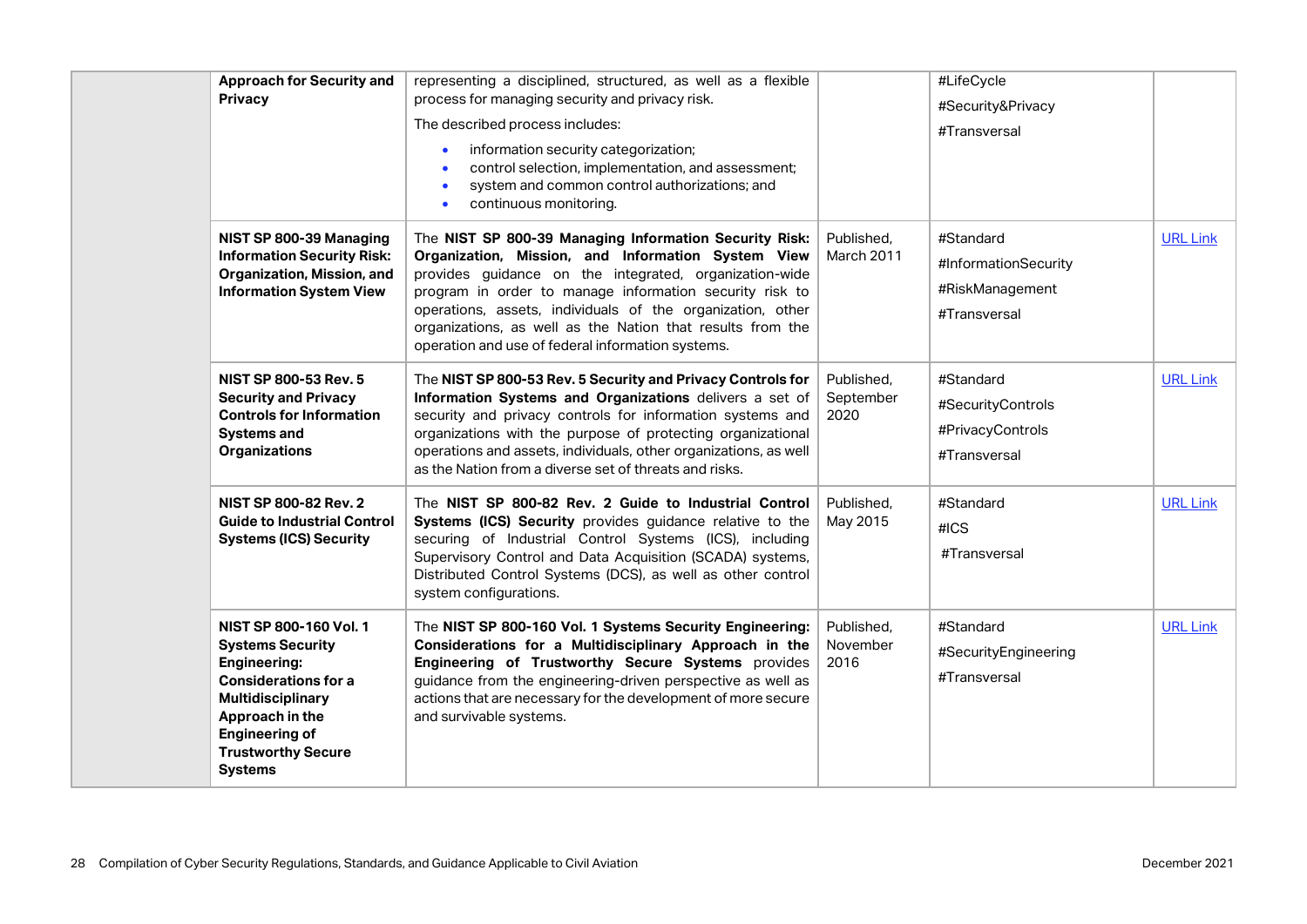| | | | | | |
|---|---|---|---|---|---|
| | **Approach for Security and Privacy** | representing a disciplined, structured, as well as a flexible process for managing security and privacy risk.<br>The described process includes:<br>• information security categorization;<br>• control selection, implementation, and assessment;<br>• system and common control authorizations; and<br>• continuous monitoring. | | #LifeCycle<br>#Security&Privacy<br>#Transversal | |
| | **NIST SP 800-39 Managing Information Security Risk: Organization, Mission, and Information System View** | The **NIST SP 800-39 Managing Information Security Risk: Organization, Mission, and Information System View** provides guidance on the integrated, organization-wide program in order to manage information security risk to operations, assets, individuals of the organization, other organizations, as well as the Nation that results from the operation and use of federal information systems. | Published, March 2011 | #Standard<br>#InformationSecurity<br>#RiskManagement<br>#Transversal | URL Link |
| | **NIST SP 800-53 Rev. 5 Security and Privacy Controls for Information Systems and Organizations** | The **NIST SP 800-53 Rev. 5 Security and Privacy Controls for Information Systems and Organizations** delivers a set of security and privacy controls for information systems and organizations with the purpose of protecting organizational operations and assets, individuals, other organizations, as well as the Nation from a diverse set of threats and risks. | Published, September 2020 | #Standard<br>#SecurityControls<br>#PrivacyControls<br>#Transversal | URL Link |
| | **NIST SP 800-82 Rev. 2 Guide to Industrial Control Systems (ICS) Security** | The **NIST SP 800-82 Rev. 2 Guide to Industrial Control Systems (ICS) Security** provides guidance relative to the securing of Industrial Control Systems (ICS), including Supervisory Control and Data Acquisition (SCADA) systems, Distributed Control Systems (DCS), as well as other control system configurations. | Published, May 2015 | #Standard<br>#ICS<br>#Transversal | URL Link |
| | **NIST SP 800-160 Vol. 1 Systems Security Engineering: Considerations for a Multidisciplinary Approach in the Engineering of Trustworthy Secure Systems** | The **NIST SP 800-160 Vol. 1 Systems Security Engineering: Considerations for a Multidisciplinary Approach in the Engineering of Trustworthy Secure Systems** provides guidance from the engineering-driven perspective as well as actions that are necessary for the development of more secure and survivable systems. | Published, November 2016 | #Standard<br>#SecurityEngineering<br>#Transversal | URL Link |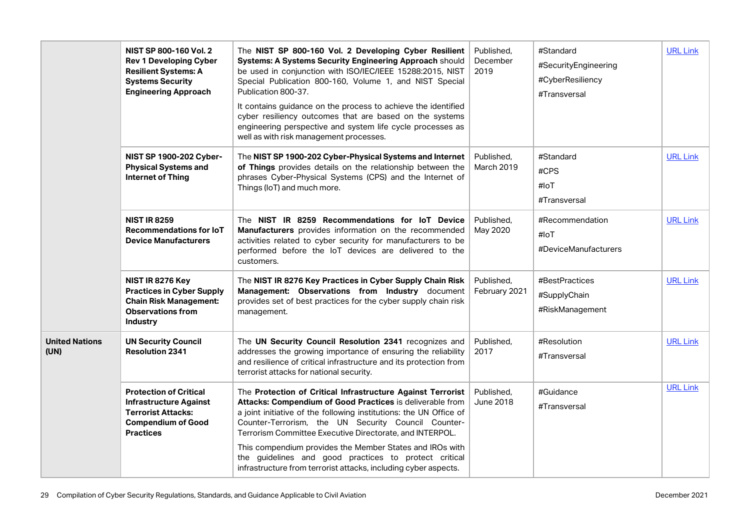| | | | | | |
|---|---|---|---|---|---|
| | **NIST SP 800-160 Vol. 2 Rev 1 Developing Cyber Resilient Systems: A Systems Security Engineering Approach** | The **NIST SP 800-160 Vol. 2 Developing Cyber Resilient Systems: A Systems Security Engineering Approach** should be used in conjunction with ISO/IEC/IEEE 15288:2015, NIST Special Publication 800-160, Volume 1, and NIST Special Publication 800-37.<br><br>It contains guidance on the process to achieve the identified cyber resiliency outcomes that are based on the systems engineering perspective and system life cycle processes as well as with risk management processes. | Published, December 2019 | #Standard<br>#SecurityEngineering<br>#CyberResiliency<br>#Transversal | URL Link |
| | **NIST SP 1900-202 Cyber-Physical Systems and Internet of Thing** | The **NIST SP 1900-202 Cyber-Physical Systems and Internet of Things** provides details on the relationship between the phrases Cyber-Physical Systems (CPS) and the Internet of Things (IoT) and much more. | Published, March 2019 | #Standard<br>#CPS<br>#IoT<br>#Transversal | URL Link |
| | **NIST IR 8259 Recommendations for IoT Device Manufacturers** | The **NIST IR 8259 Recommendations for IoT Device Manufacturers** provides information on the recommended activities related to cyber security for manufacturers to be performed before the IoT devices are delivered to the customers. | Published, May 2020 | #Recommendation<br>#IoT<br>#DeviceManufacturers | URL Link |
| | **NIST IR 8276 Key Practices in Cyber Supply Chain Risk Management: Observations from Industry** | The **NIST IR 8276 Key Practices in Cyber Supply Chain Risk Management: Observations from Industry** document provides set of best practices for the cyber supply chain risk management. | Published, February 2021 | #BestPractices<br>#SupplyChain<br>#RiskManagement | URL Link |
| **United Nations (UN)** | **UN Security Council Resolution 2341** | The **UN Security Council Resolution 2341** recognizes and addresses the growing importance of ensuring the reliability and resilience of critical infrastructure and its protection from terrorist attacks for national security. | Published, 2017 | #Resolution<br>#Transversal | URL Link |
| | **Protection of Critical Infrastructure Against Terrorist Attacks: Compendium of Good Practices** | The **Protection of Critical Infrastructure Against Terrorist Attacks: Compendium of Good Practices** is deliverable from a joint initiative of the following institutions: the UN Office of Counter-Terrorism, the UN Security Council Counter-Terrorism Committee Executive Directorate, and INTERPOL.<br><br>This compendium provides the Member States and IROs with the guidelines and good practices to protect critical infrastructure from terrorist attacks, including cyber aspects. | Published, June 2018 | #Guidance<br>#Transversal | URL Link |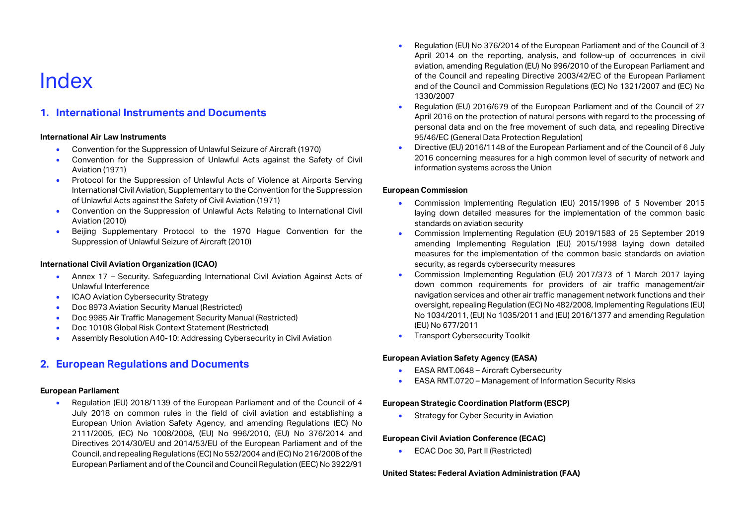# Index

## 1. International Instruments and Documents

**International Air Law Instruments**

- Convention for the Suppression of Unlawful Seizure of Aircraft (1970)
- Convention for the Suppression of Unlawful Acts against the Safety of Civil Aviation (1971)
- Protocol for the Suppression of Unlawful Acts of Violence at Airports Serving International Civil Aviation, Supplementary to the Convention for the Suppression of Unlawful Acts against the Safety of Civil Aviation (1971)
- Convention on the Suppression of Unlawful Acts Relating to International Civil Aviation (2010)
- Beijing Supplementary Protocol to the 1970 Hague Convention for the Suppression of Unlawful Seizure of Aircraft (2010)

**International Civil Aviation Organization (ICAO)**

- Annex 17 – Security. Safeguarding International Civil Aviation Against Acts of Unlawful Interference
- ICAO Aviation Cybersecurity Strategy
- Doc 8973 Aviation Security Manual (Restricted)
- Doc 9985 Air Traffic Management Security Manual (Restricted)
- Doc 10108 Global Risk Context Statement (Restricted)
- Assembly Resolution A40-10: Addressing Cybersecurity in Civil Aviation

## 2. European Regulations and Documents

**European Parliament**

- Regulation (EU) 2018/1139 of the European Parliament and of the Council of 4 July 2018 on common rules in the field of civil aviation and establishing a European Union Aviation Safety Agency, and amending Regulations (EC) No 2111/2005, (EC) No 1008/2008, (EU) No 996/2010, (EU) No 376/2014 and Directives 2014/30/EU and 2014/53/EU of the European Parliament and of the Council, and repealing Regulations (EC) No 552/2004 and (EC) No 216/2008 of the European Parliament and of the Council and Council Regulation (EEC) No 3922/91
- Regulation (EU) No 376/2014 of the European Parliament and of the Council of 3 April 2014 on the reporting, analysis, and follow-up of occurrences in civil aviation, amending Regulation (EU) No 996/2010 of the European Parliament and of the Council and repealing Directive 2003/42/EC of the European Parliament and of the Council and Commission Regulations (EC) No 1321/2007 and (EC) No 1330/2007
- Regulation (EU) 2016/679 of the European Parliament and of the Council of 27 April 2016 on the protection of natural persons with regard to the processing of personal data and on the free movement of such data, and repealing Directive 95/46/EC (General Data Protection Regulation)
- Directive (EU) 2016/1148 of the European Parliament and of the Council of 6 July 2016 concerning measures for a high common level of security of network and information systems across the Union

**European Commission**

- Commission Implementing Regulation (EU) 2015/1998 of 5 November 2015 laying down detailed measures for the implementation of the common basic standards on aviation security
- Commission Implementing Regulation (EU) 2019/1583 of 25 September 2019 amending Implementing Regulation (EU) 2015/1998 laying down detailed measures for the implementation of the common basic standards on aviation security, as regards cybersecurity measures
- Commission Implementing Regulation (EU) 2017/373 of 1 March 2017 laying down common requirements for providers of air traffic management/air navigation services and other air traffic management network functions and their oversight, repealing Regulation (EC) No 482/2008, Implementing Regulations (EU) No 1034/2011, (EU) No 1035/2011 and (EU) 2016/1377 and amending Regulation (EU) No 677/2011
- Transport Cybersecurity Toolkit

**European Aviation Safety Agency (EASA)**

- EASA RMT.0648 – Aircraft Cybersecurity
- EASA RMT.0720 – Management of Information Security Risks

**European Strategic Coordination Platform (ESCP)**

- Strategy for Cyber Security in Aviation

**European Civil Aviation Conference (ECAC)**

- ECAC Doc 30, Part II (Restricted)

**United States: Federal Aviation Administration (FAA)**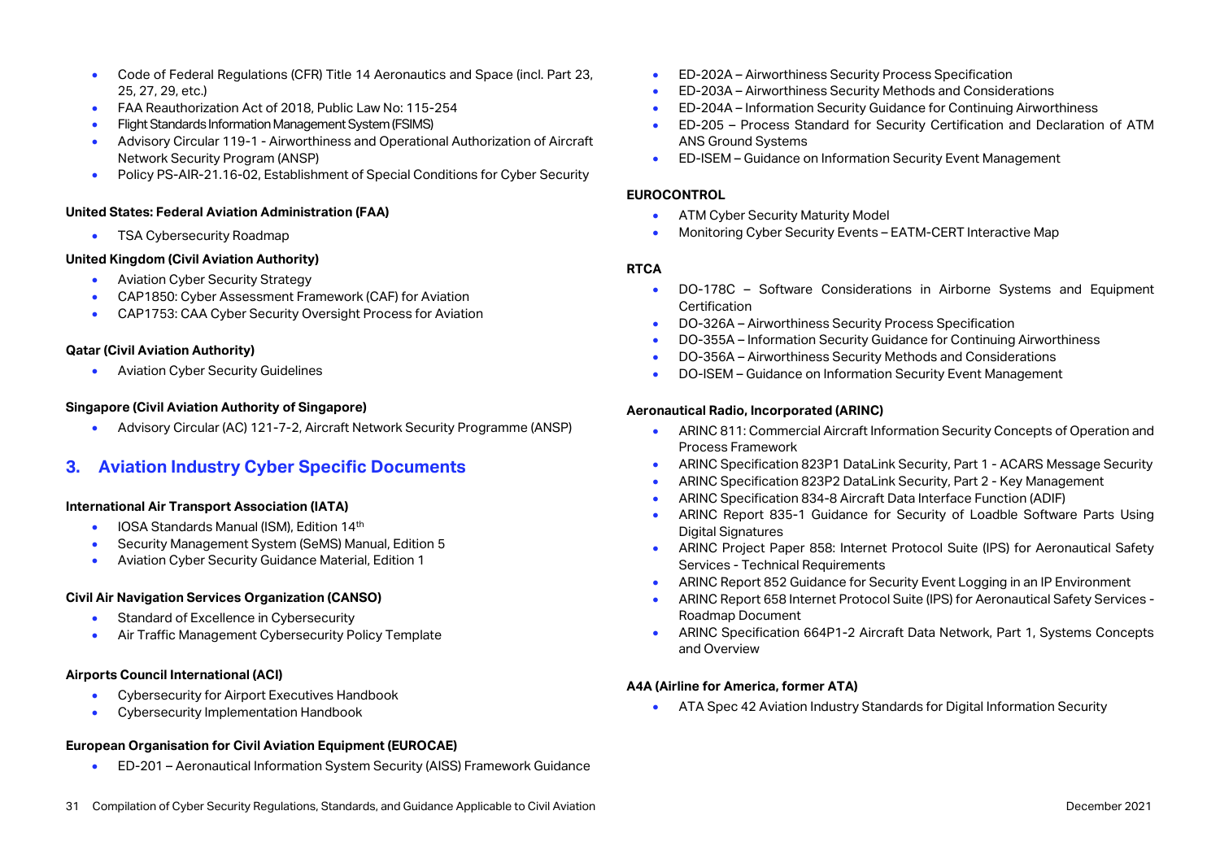- Code of Federal Regulations (CFR) Title 14 Aeronautics and Space (incl. Part 23, 25, 27, 29, etc.)
- FAA Reauthorization Act of 2018, Public Law No: 115-254
- Flight Standards Information Management System (FSIMS)
- Advisory Circular 119-1 - Airworthiness and Operational Authorization of Aircraft Network Security Program (ANSP)
- Policy PS-AIR-21.16-02, Establishment of Special Conditions for Cyber Security

**United States: Federal Aviation Administration (FAA)**

- TSA Cybersecurity Roadmap

**United Kingdom (Civil Aviation Authority)**

- Aviation Cyber Security Strategy
- CAP1850: Cyber Assessment Framework (CAF) for Aviation
- CAP1753: CAA Cyber Security Oversight Process for Aviation

**Qatar (Civil Aviation Authority)**

- Aviation Cyber Security Guidelines

**Singapore (Civil Aviation Authority of Singapore)**

- Advisory Circular (AC) 121-7-2, Aircraft Network Security Programme (ANSP)

## 3. Aviation Industry Cyber Specific Documents

**International Air Transport Association (IATA)**

- IOSA Standards Manual (ISM), Edition 14th
- Security Management System (SeMS) Manual, Edition 5
- Aviation Cyber Security Guidance Material, Edition 1

**Civil Air Navigation Services Organization (CANSO)**

- Standard of Excellence in Cybersecurity
- Air Traffic Management Cybersecurity Policy Template

**Airports Council International (ACI)**

- Cybersecurity for Airport Executives Handbook
- Cybersecurity Implementation Handbook

**European Organisation for Civil Aviation Equipment (EUROCAE)**

- ED-201 – Aeronautical Information System Security (AISS) Framework Guidance
- ED-202A – Airworthiness Security Process Specification
- ED-203A – Airworthiness Security Methods and Considerations
- ED-204A – Information Security Guidance for Continuing Airworthiness
- ED-205 – Process Standard for Security Certification and Declaration of ATM ANS Ground Systems
- ED-ISEM – Guidance on Information Security Event Management

**EUROCONTROL**

- ATM Cyber Security Maturity Model
- Monitoring Cyber Security Events – EATM-CERT Interactive Map

**RTCA**

- DO-178C – Software Considerations in Airborne Systems and Equipment Certification
- DO-326A – Airworthiness Security Process Specification
- DO-355A – Information Security Guidance for Continuing Airworthiness
- DO-356A – Airworthiness Security Methods and Considerations
- DO-ISEM – Guidance on Information Security Event Management

**Aeronautical Radio, Incorporated (ARINC)**

- ARINC 811: Commercial Aircraft Information Security Concepts of Operation and Process Framework
- ARINC Specification 823P1 DataLink Security, Part 1 - ACARS Message Security
- ARINC Specification 823P2 DataLink Security, Part 2 - Key Management
- ARINC Specification 834-8 Aircraft Data Interface Function (ADIF)
- ARINC Report 835-1 Guidance for Security of Loadble Software Parts Using Digital Signatures
- ARINC Project Paper 858: Internet Protocol Suite (IPS) for Aeronautical Safety Services - Technical Requirements
- ARINC Report 852 Guidance for Security Event Logging in an IP Environment
- ARINC Report 658 Internet Protocol Suite (IPS) for Aeronautical Safety Services - Roadmap Document
- ARINC Specification 664P1-2 Aircraft Data Network, Part 1, Systems Concepts and Overview

**A4A (Airline for America, former ATA)**

- ATA Spec 42 Aviation Industry Standards for Digital Information Security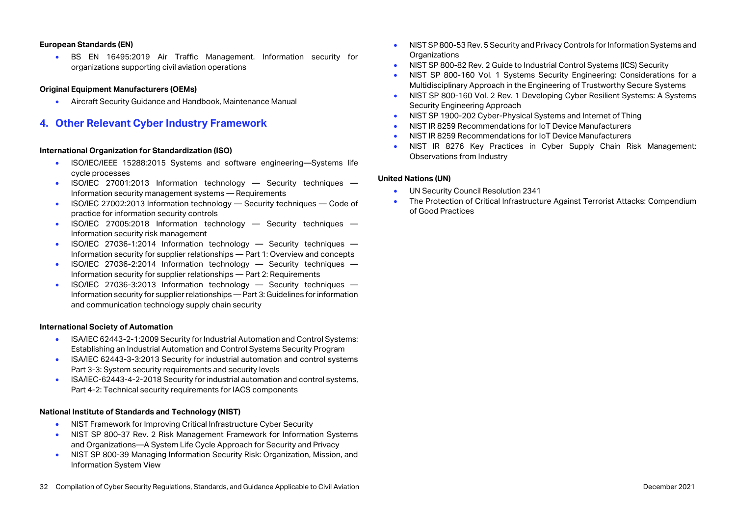**European Standards (EN)**

- BS EN 16495:2019 Air Traffic Management. Information security for organizations supporting civil aviation operations

**Original Equipment Manufacturers (OEMs)**

- Aircraft Security Guidance and Handbook, Maintenance Manual

## 4. Other Relevant Cyber Industry Framework

**International Organization for Standardization (ISO)**

- ISO/IEC/IEEE 15288:2015 Systems and software engineering—Systems life cycle processes
- ISO/IEC 27001:2013 Information technology — Security techniques — Information security management systems — Requirements
- ISO/IEC 27002:2013 Information technology — Security techniques — Code of practice for information security controls
- ISO/IEC 27005:2018 Information technology — Security techniques — Information security risk management
- ISO/IEC 27036-1:2014 Information technology — Security techniques — Information security for supplier relationships — Part 1: Overview and concepts
- ISO/IEC 27036-2:2014 Information technology — Security techniques — Information security for supplier relationships — Part 2: Requirements
- ISO/IEC 27036-3:2013 Information technology — Security techniques — Information security for supplier relationships — Part 3: Guidelines for information and communication technology supply chain security

**International Society of Automation**

- ISA/IEC 62443-2-1:2009 Security for Industrial Automation and Control Systems: Establishing an Industrial Automation and Control Systems Security Program
- ISA/IEC 62443-3-3:2013 Security for industrial automation and control systems Part 3-3: System security requirements and security levels
- ISA/IEC-62443-4-2-2018 Security for industrial automation and control systems, Part 4-2: Technical security requirements for IACS components

**National Institute of Standards and Technology (NIST)**

- NIST Framework for Improving Critical Infrastructure Cyber Security
- NIST SP 800-37 Rev. 2 Risk Management Framework for Information Systems and Organizations—A System Life Cycle Approach for Security and Privacy
- NIST SP 800-39 Managing Information Security Risk: Organization, Mission, and Information System View
- NIST SP 800-53 Rev. 5 Security and Privacy Controls for Information Systems and Organizations
- NIST SP 800-82 Rev. 2 Guide to Industrial Control Systems (ICS) Security
- NIST SP 800-160 Vol. 1 Systems Security Engineering: Considerations for a Multidisciplinary Approach in the Engineering of Trustworthy Secure Systems
- NIST SP 800-160 Vol. 2 Rev. 1 Developing Cyber Resilient Systems: A Systems Security Engineering Approach
- NIST SP 1900-202 Cyber-Physical Systems and Internet of Thing
- NIST IR 8259 Recommendations for IoT Device Manufacturers
- NIST IR 8259 Recommendations for IoT Device Manufacturers
- NIST IR 8276 Key Practices in Cyber Supply Chain Risk Management: Observations from Industry

**United Nations (UN)**

- UN Security Council Resolution 2341
- The Protection of Critical Infrastructure Against Terrorist Attacks: Compendium of Good Practices